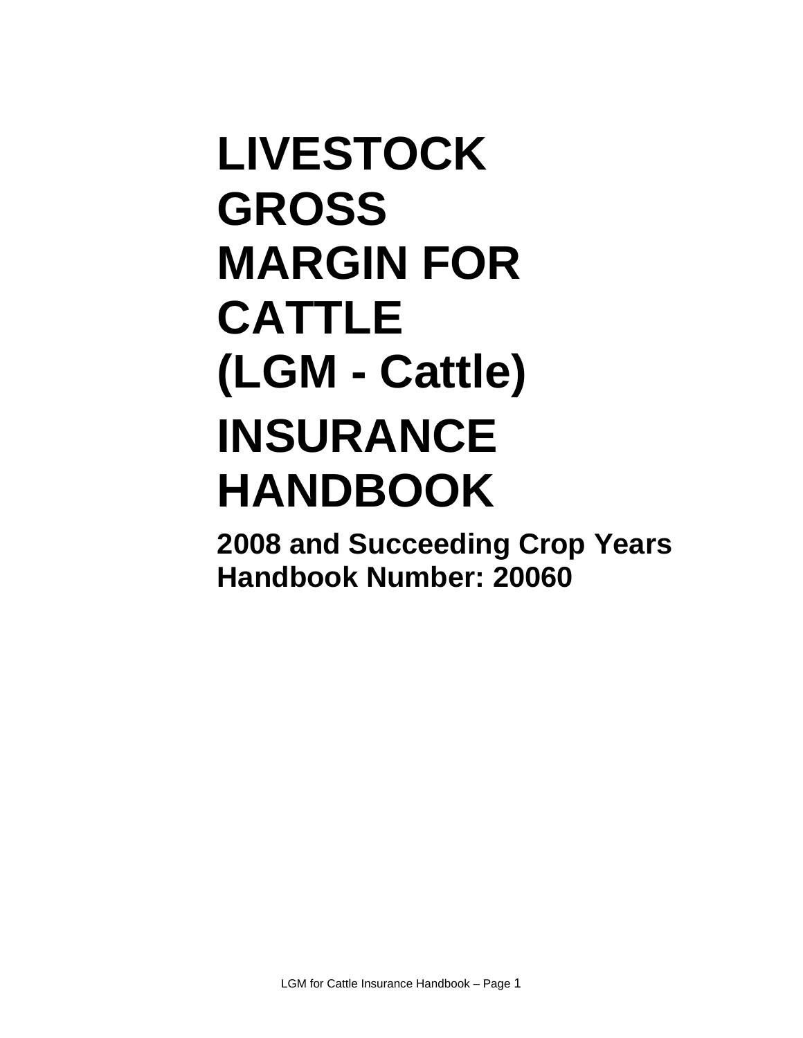# LIVESTOCK GROSS MARGIN FOR CATTLE (LGM - Cattle) INSURANCE HANDBOOK

**2008 and Succeeding Crop Years**
**Handbook Number: 20060**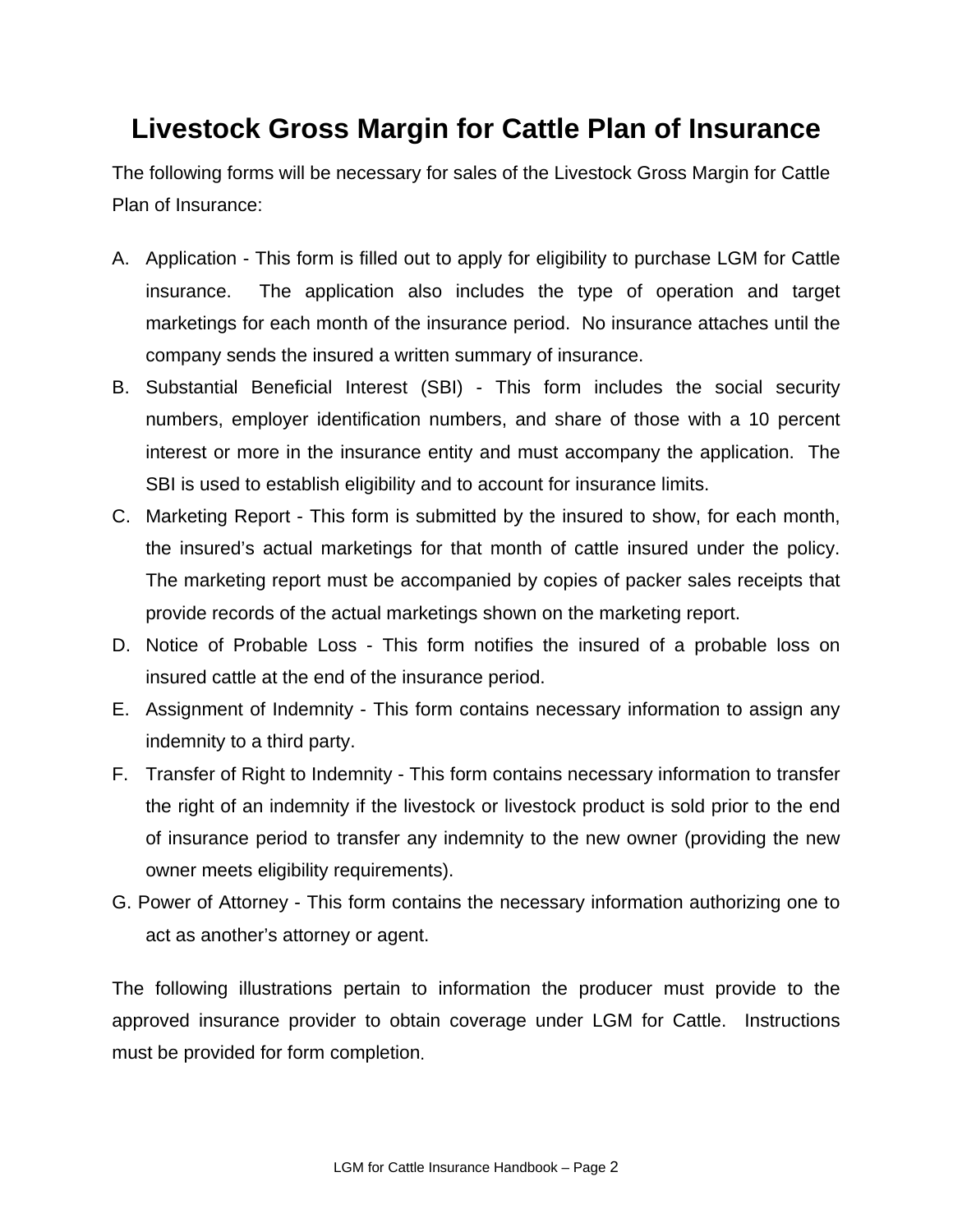# Livestock Gross Margin for Cattle Plan of Insurance

The following forms will be necessary for sales of the Livestock Gross Margin for Cattle Plan of Insurance:

A. Application - This form is filled out to apply for eligibility to purchase LGM for Cattle insurance. The application also includes the type of operation and target marketings for each month of the insurance period. No insurance attaches until the company sends the insured a written summary of insurance.

B. Substantial Beneficial Interest (SBI) - This form includes the social security numbers, employer identification numbers, and share of those with a 10 percent interest or more in the insurance entity and must accompany the application. The SBI is used to establish eligibility and to account for insurance limits.

C. Marketing Report - This form is submitted by the insured to show, for each month, the insured's actual marketings for that month of cattle insured under the policy. The marketing report must be accompanied by copies of packer sales receipts that provide records of the actual marketings shown on the marketing report.

D. Notice of Probable Loss - This form notifies the insured of a probable loss on insured cattle at the end of the insurance period.

E. Assignment of Indemnity - This form contains necessary information to assign any indemnity to a third party.

F. Transfer of Right to Indemnity - This form contains necessary information to transfer the right of an indemnity if the livestock or livestock product is sold prior to the end of insurance period to transfer any indemnity to the new owner (providing the new owner meets eligibility requirements).

G. Power of Attorney - This form contains the necessary information authorizing one to act as another's attorney or agent.

The following illustrations pertain to information the producer must provide to the approved insurance provider to obtain coverage under LGM for Cattle. Instructions must be provided for form completion.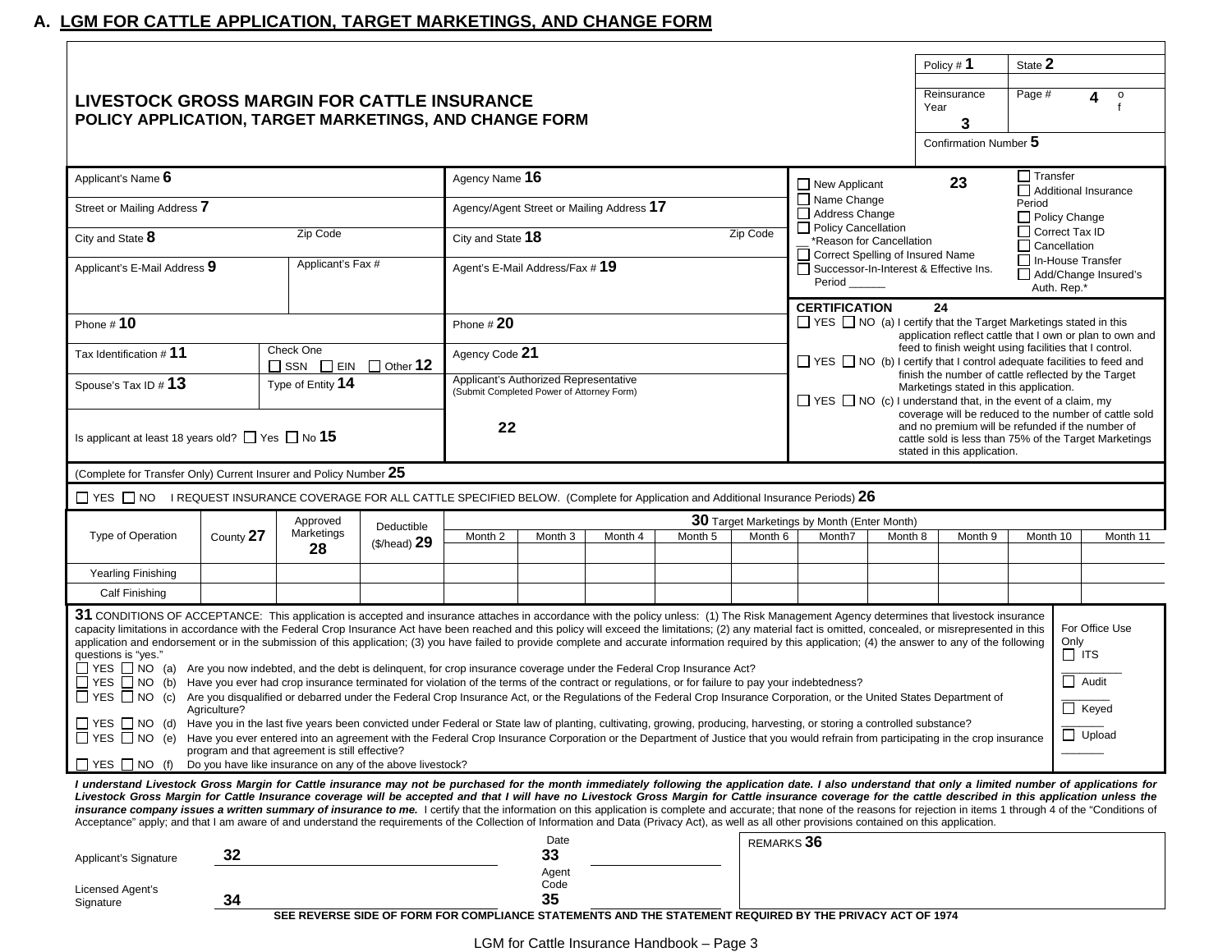## A. LGM FOR CATTLE APPLICATION, TARGET MARKETINGS, AND CHANGE FORM

**LIVESTOCK GROSS MARGIN FOR CATTLE INSURANCE**
**POLICY APPLICATION, TARGET MARKETINGS, AND CHANGE FORM**

| Policy # **1** | State **2** |
|---|---|
| Reinsurance Year **3** | Page # **4** of |
| Confirmation Number **5** | |

| | | |
|---|---|---|
| Applicant's Name **6** | Agency Name **16** | ☐ New Applicant **23** ☐ Name Change ☐ Address Change ☐ Policy Cancellation __ *Reason for Cancellation ☐ Correct Spelling of Insured Name ☐ Successor-In-Interest & Effective Ins. Period ______ ☐ Transfer ☐ Additional Insurance Period ☐ Policy Change ☐ Correct Tax ID ☐ Cancellation ☐ In-House Transfer ☐ Add/Change Insured's Auth. Rep.* |
| Street or Mailing Address **7** | Agency/Agent Street or Mailing Address **17** | |
| City and State **8** Zip Code | City and State **18** Zip Code | |
| Applicant's E-Mail Address **9** Applicant's Fax # | Agent's E-Mail Address/Fax # **19** | |
| Phone # **10** | Phone # **20** | **CERTIFICATION 24** ☐ YES ☐ NO (a) I certify that the Target Marketings stated in this application reflect cattle that I own or plan to own and feed to finish weight using facilities that I control. ☐ YES ☐ NO (b) I certify that I control adequate facilities to feed and finish the number of cattle reflected by the Target Marketings stated in this application. ☐ YES ☐ NO (c) I understand that, in the event of a claim, my coverage will be reduced to the number of cattle sold and no premium will be refunded if the number of cattle sold is less than 75% of the Target Marketings stated in this application. |
| Tax Identification # **11** Check One ☐ SSN ☐ EIN ☐ Other **12** | Agency Code **21** | |
| Spouse's Tax ID # **13** Type of Entity **14** | Applicant's Authorized Representative (Submit Completed Power of Attorney Form) **22** | |
| Is applicant at least 18 years old? ☐ Yes ☐ No **15** | | |

(Complete for Transfer Only) Current Insurer and Policy Number **25**

☐ YES ☐ NO I REQUEST INSURANCE COVERAGE FOR ALL CATTLE SPECIFIED BELOW. (Complete for Application and Additional Insurance Periods) **26**

| Type of Operation | County **27** | Approved Marketings **28** | Deductible ($/head) **29** | **30** Target Marketings by Month (Enter Month) | | | | | | | | | |
|---|---|---|---|---|---|---|---|---|---|---|---|---|---|
| | | | | Month 2 | Month 3 | Month 4 | Month 5 | Month 6 | Month7 | Month 8 | Month 9 | Month 10 | Month 11 |
| | | | | | | | | | | | | | |
| Yearling Finishing | | | | | | | | | | | | | |
| Calf Finishing | | | | | | | | | | | | | |

**31** CONDITIONS OF ACCEPTANCE: This application is accepted and insurance attaches in accordance with the policy unless: (1) The Risk Management Agency determines that livestock insurance capacity limitations in accordance with the Federal Crop Insurance Act have been reached and this policy will exceed the limitations; (2) any material fact is omitted, concealed, or misrepresented in this application and endorsement or in the submission of this application; (3) you have failed to provide complete and accurate information required by this application; (4) the answer to any of the following questions is "yes."

- ☐ YES ☐ NO (a) Are you now indebted, and the debt is delinquent, for crop insurance coverage under the Federal Crop Insurance Act?
- ☐ YES ☐ NO (b) Have you ever had crop insurance terminated for violation of the terms of the contract or regulations, or for failure to pay your indebtedness?
- ☐ YES ☐ NO (c) Are you disqualified or debarred under the Federal Crop Insurance Act, or the Regulations of the Federal Crop Insurance Corporation, or the United States Department of Agriculture?
- ☐ YES ☐ NO (d) Have you in the last five years been convicted under Federal or State law of planting, cultivating, growing, producing, harvesting, or storing a controlled substance?
- ☐ YES ☐ NO (e) Have you ever entered into an agreement with the Federal Crop Insurance Corporation or the Department of Justice that you would refrain from participating in the crop insurance program and that agreement is still effective?
- ☐ YES ☐ NO (f) Do you have like insurance on any of the above livestock?

For Office Use Only
☐ ITS
☐ Audit
☐ Keyed
☐ Upload

***I understand Livestock Gross Margin for Cattle insurance may not be purchased for the month immediately following the application date. I also understand that only a limited number of applications for Livestock Gross Margin for Cattle Insurance coverage will be accepted and that I will have no Livestock Gross Margin for Cattle insurance coverage for the cattle described in this application unless the insurance company issues a written summary of insurance to me.*** I certify that the information on this application is complete and accurate; that none of the reasons for rejection in items 1 through 4 of the "Conditions of Acceptance" apply; and that I am aware of and understand the requirements of the Collection of Information and Data (Privacy Act), as well as all other provisions contained on this application.

Applicant's Signature **32** ____________________ Date **33** ____________

Licensed Agent's Signature **34** ____________________ Agent Code **35** ____________

REMARKS **36**

**SEE REVERSE SIDE OF FORM FOR COMPLIANCE STATEMENTS AND THE STATEMENT REQUIRED BY THE PRIVACY ACT OF 1974**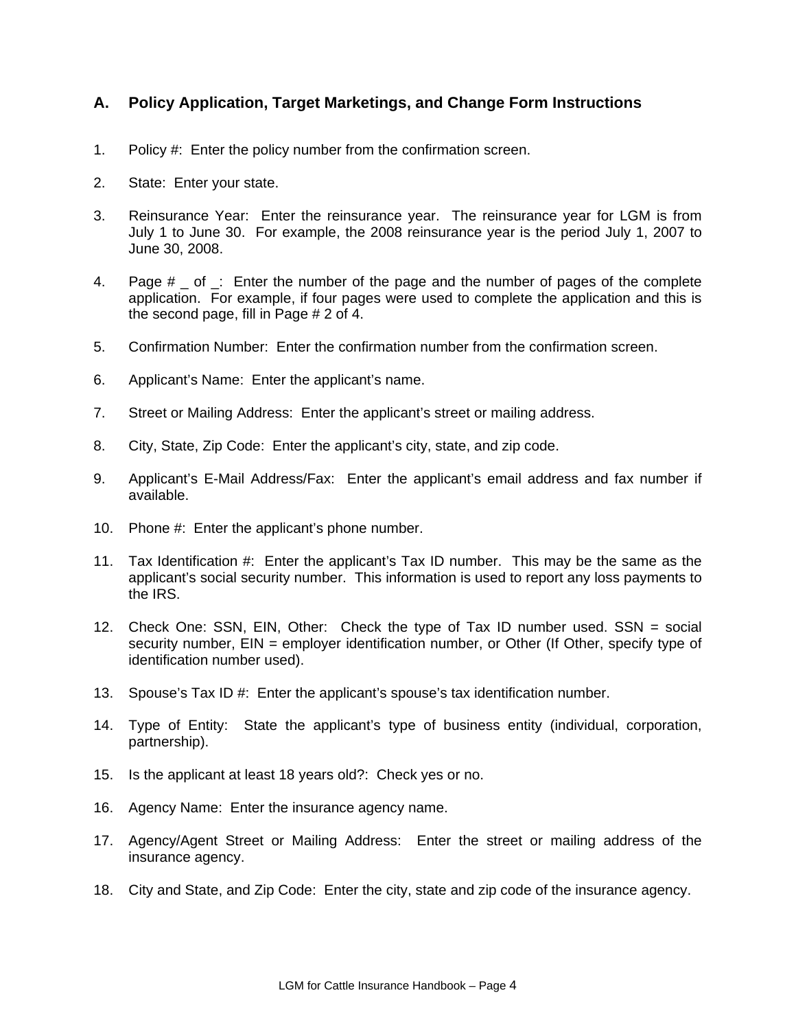## A. Policy Application, Target Marketings, and Change Form Instructions

1. Policy #: Enter the policy number from the confirmation screen.

2. State: Enter your state.

3. Reinsurance Year: Enter the reinsurance year. The reinsurance year for LGM is from July 1 to June 30. For example, the 2008 reinsurance year is the period July 1, 2007 to June 30, 2008.

4. Page # _ of _: Enter the number of the page and the number of pages of the complete application. For example, if four pages were used to complete the application and this is the second page, fill in Page # 2 of 4.

5. Confirmation Number: Enter the confirmation number from the confirmation screen.

6. Applicant's Name: Enter the applicant's name.

7. Street or Mailing Address: Enter the applicant's street or mailing address.

8. City, State, Zip Code: Enter the applicant's city, state, and zip code.

9. Applicant's E-Mail Address/Fax: Enter the applicant's email address and fax number if available.

10. Phone #: Enter the applicant's phone number.

11. Tax Identification #: Enter the applicant's Tax ID number. This may be the same as the applicant's social security number. This information is used to report any loss payments to the IRS.

12. Check One: SSN, EIN, Other: Check the type of Tax ID number used. SSN = social security number, EIN = employer identification number, or Other (If Other, specify type of identification number used).

13. Spouse's Tax ID #: Enter the applicant's spouse's tax identification number.

14. Type of Entity: State the applicant's type of business entity (individual, corporation, partnership).

15. Is the applicant at least 18 years old?: Check yes or no.

16. Agency Name: Enter the insurance agency name.

17. Agency/Agent Street or Mailing Address: Enter the street or mailing address of the insurance agency.

18. City and State, and Zip Code: Enter the city, state and zip code of the insurance agency.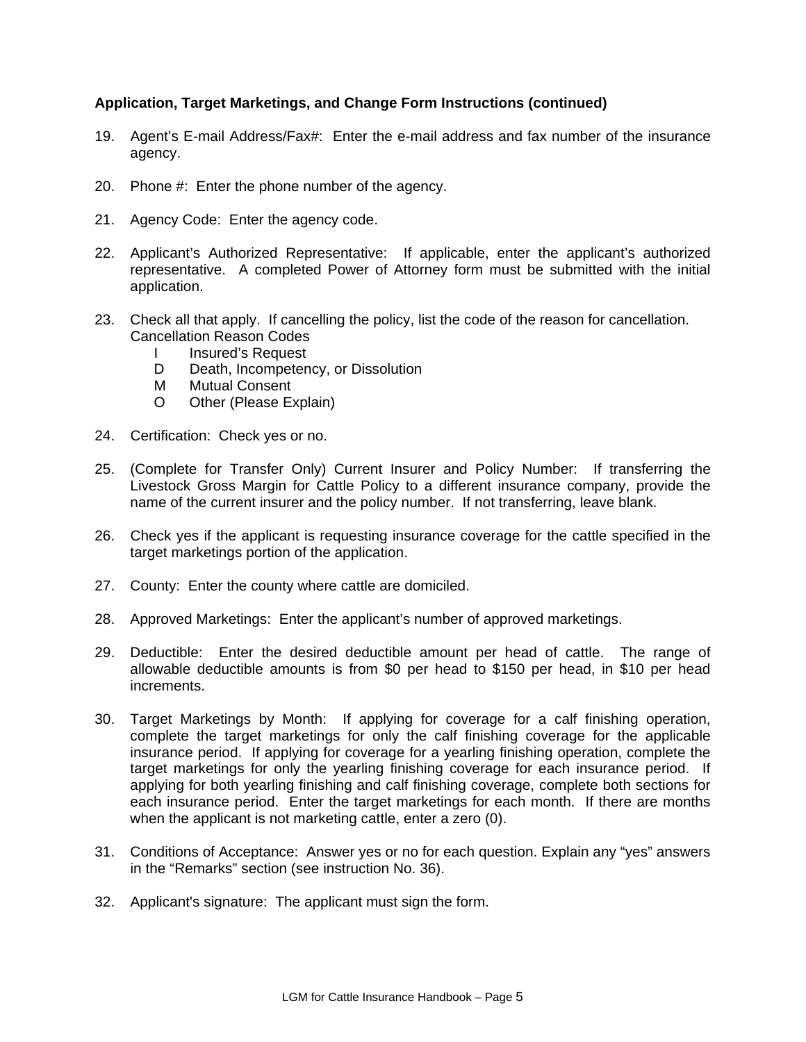**Application, Target Marketings, and Change Form Instructions (continued)**

19. Agent's E-mail Address/Fax#: Enter the e-mail address and fax number of the insurance agency.

20. Phone #: Enter the phone number of the agency.

21. Agency Code: Enter the agency code.

22. Applicant's Authorized Representative: If applicable, enter the applicant's authorized representative. A completed Power of Attorney form must be submitted with the initial application.

23. Check all that apply. If cancelling the policy, list the code of the reason for cancellation.
    Cancellation Reason Codes
    - I Insured's Request
    - D Death, Incompetency, or Dissolution
    - M Mutual Consent
    - O Other (Please Explain)

24. Certification: Check yes or no.

25. (Complete for Transfer Only) Current Insurer and Policy Number: If transferring the Livestock Gross Margin for Cattle Policy to a different insurance company, provide the name of the current insurer and the policy number. If not transferring, leave blank.

26. Check yes if the applicant is requesting insurance coverage for the cattle specified in the target marketings portion of the application.

27. County: Enter the county where cattle are domiciled.

28. Approved Marketings: Enter the applicant's number of approved marketings.

29. Deductible: Enter the desired deductible amount per head of cattle. The range of allowable deductible amounts is from $0 per head to $150 per head, in $10 per head increments.

30. Target Marketings by Month: If applying for coverage for a calf finishing operation, complete the target marketings for only the calf finishing coverage for the applicable insurance period. If applying for coverage for a yearling finishing operation, complete the target marketings for only the yearling finishing coverage for each insurance period. If applying for both yearling finishing and calf finishing coverage, complete both sections for each insurance period. Enter the target marketings for each month. If there are months when the applicant is not marketing cattle, enter a zero (0).

31. Conditions of Acceptance: Answer yes or no for each question. Explain any "yes" answers in the "Remarks" section (see instruction No. 36).

32. Applicant's signature: The applicant must sign the form.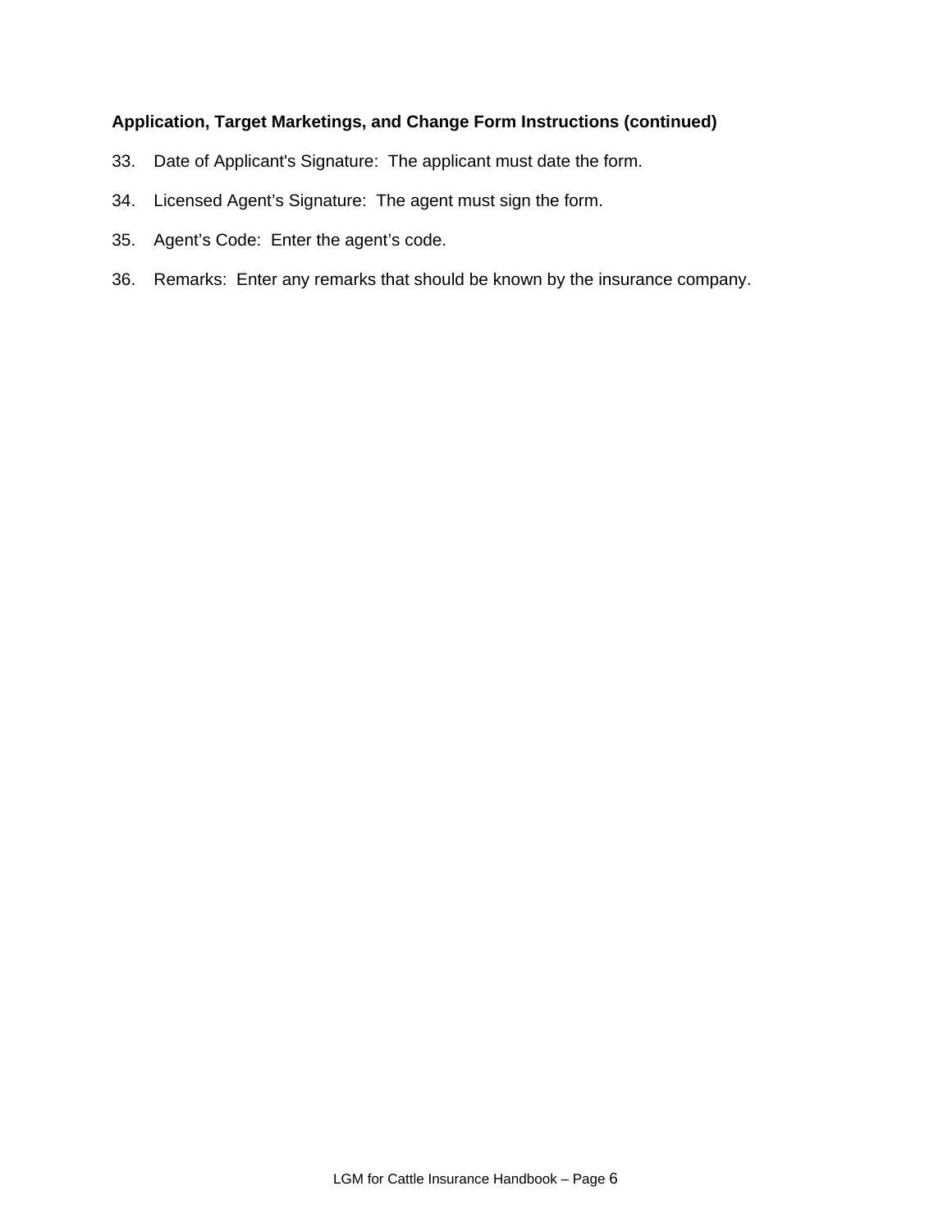**Application, Target Marketings, and Change Form Instructions (continued)**

33. Date of Applicant's Signature: The applicant must date the form.

34. Licensed Agent’s Signature: The agent must sign the form.

35. Agent’s Code: Enter the agent’s code.

36. Remarks: Enter any remarks that should be known by the insurance company.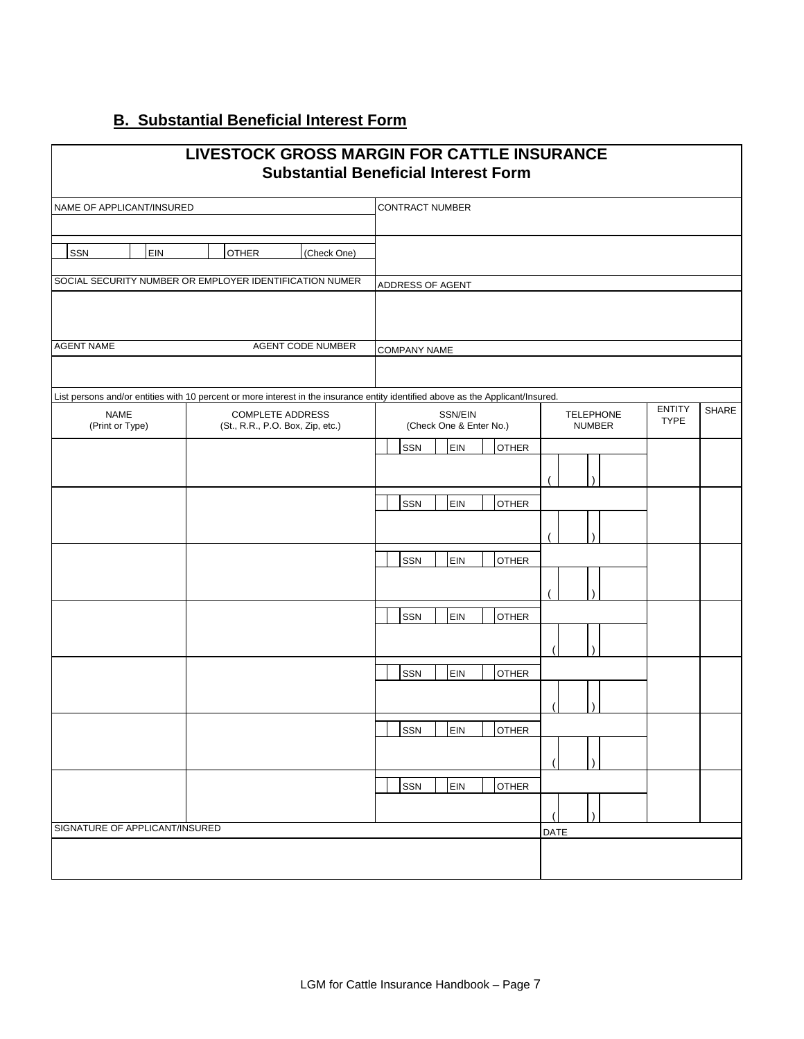## B. Substantial Beneficial Interest Form

# LIVESTOCK GROSS MARGIN FOR CATTLE INSURANCE
## Substantial Beneficial Interest Form

| NAME OF APPLICANT/INSURED | CONTRACT NUMBER |
|---|---|
| | |
| ☐ SSN ☐ EIN ☐ OTHER (Check One) | |
| SOCIAL SECURITY NUMBER OR EMPLOYER IDENTIFICATION NUMER | ADDRESS OF AGENT |
| | |
| AGENT NAME AGENT CODE NUMBER | COMPANY NAME |
| | |

List persons and/or entities with 10 percent or more interest in the insurance entity identified above as the Applicant/Insured.

| NAME (Print or Type) | COMPLETE ADDRESS (St., R.R., P.O. Box, Zip, etc.) | SSN/EIN (Check One & Enter No.) | TELEPHONE NUMBER | ENTITY TYPE | SHARE |
|---|---|---|---|---|---|
| | | ☐ SSN ☐ EIN ☐ OTHER | (   ) | | |
| | | ☐ SSN ☐ EIN ☐ OTHER | (   ) | | |
| | | ☐ SSN ☐ EIN ☐ OTHER | (   ) | | |
| | | ☐ SSN ☐ EIN ☐ OTHER | (   ) | | |
| | | ☐ SSN ☐ EIN ☐ OTHER | (   ) | | |
| | | ☐ SSN ☐ EIN ☐ OTHER | (   ) | | |
| | | ☐ SSN ☐ EIN ☐ OTHER | (   ) | | |

| SIGNATURE OF APPLICANT/INSURED | DATE |
|---|---|
| | |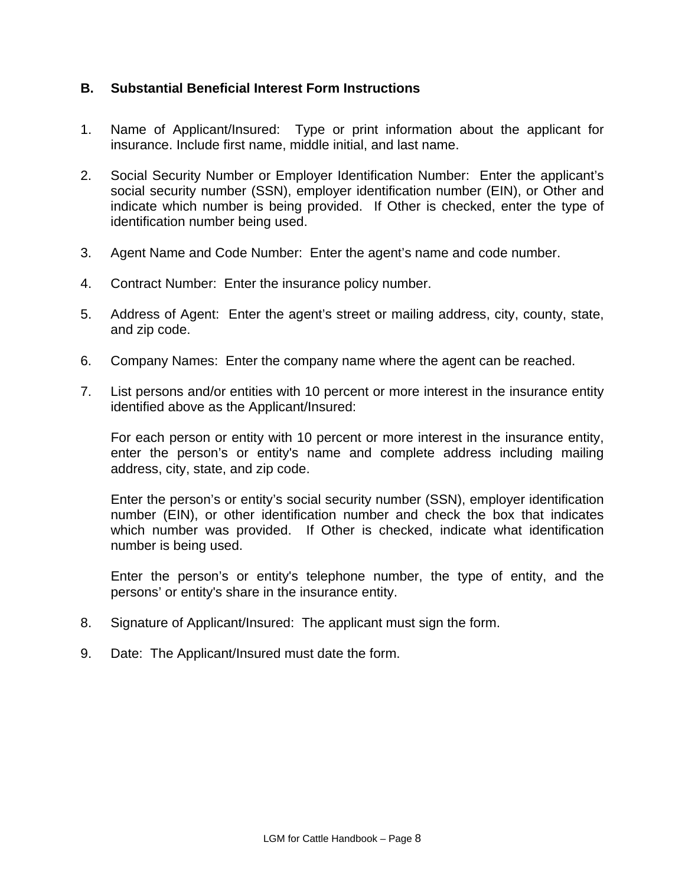## B. Substantial Beneficial Interest Form Instructions

1. Name of Applicant/Insured: Type or print information about the applicant for insurance. Include first name, middle initial, and last name.

2. Social Security Number or Employer Identification Number: Enter the applicant's social security number (SSN), employer identification number (EIN), or Other and indicate which number is being provided. If Other is checked, enter the type of identification number being used.

3. Agent Name and Code Number: Enter the agent's name and code number.

4. Contract Number: Enter the insurance policy number.

5. Address of Agent: Enter the agent's street or mailing address, city, county, state, and zip code.

6. Company Names: Enter the company name where the agent can be reached.

7. List persons and/or entities with 10 percent or more interest in the insurance entity identified above as the Applicant/Insured:

   For each person or entity with 10 percent or more interest in the insurance entity, enter the person's or entity's name and complete address including mailing address, city, state, and zip code.

   Enter the person's or entity's social security number (SSN), employer identification number (EIN), or other identification number and check the box that indicates which number was provided. If Other is checked, indicate what identification number is being used.

   Enter the person's or entity's telephone number, the type of entity, and the persons' or entity's share in the insurance entity.

8. Signature of Applicant/Insured: The applicant must sign the form.

9. Date: The Applicant/Insured must date the form.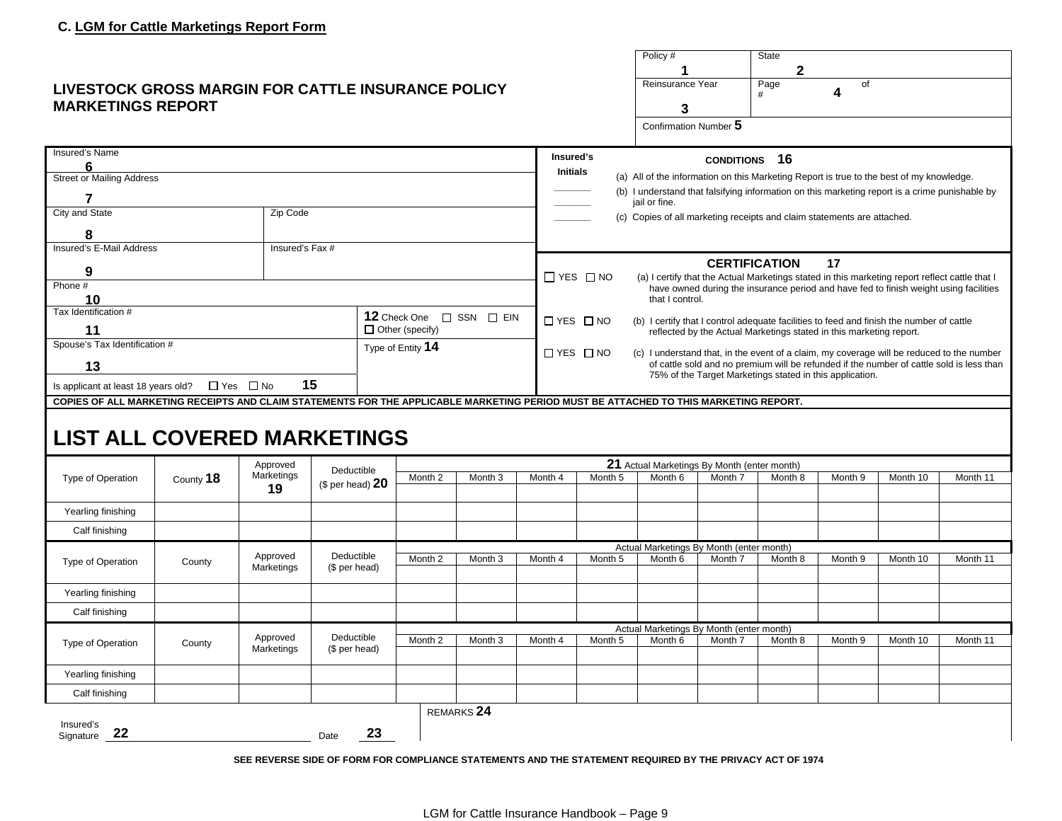### C. LGM for Cattle Marketings Report Form

## LIVESTOCK GROSS MARGIN FOR CATTLE INSURANCE POLICY MARKETINGS REPORT

| Policy # 1 | State 2 |
|---|---|
| Reinsurance Year 3 | Page # 4 of |
| Confirmation Number 5 | |

| | | |
|---|---|---|
| Insured's Name 6 | | |
| Street or Mailing Address 7 | | |
| City and State 8 | Zip Code | |
| Insured's E-Mail Address 9 | Insured's Fax # | |
| Phone # 10 | | |
| Tax Identification # 11 | | 12 Check One ☐ SSN ☐ EIN ☐ Other (specify) |
| Spouse's Tax Identification # 13 | | Type of Entity 14 |
| Is applicant at least 18 years old? ☐ Yes ☐ No 15 | | |

**Insured's Initials**

**CONDITIONS 16**

_______ (a) All of the information on this Marketing Report is true to the best of my knowledge.

_______ (b) I understand that falsifying information on this marketing report is a crime punishable by jail or fine.

_______ (c) Copies of all marketing receipts and claim statements are attached.

**CERTIFICATION 17**

☐ YES ☐ NO (a) I certify that the Actual Marketings stated in this marketing report reflect cattle that I have owned during the insurance period and have fed to finish weight using facilities that I control.

☐ YES ☐ NO (b) I certify that I control adequate facilities to feed and finish the number of cattle reflected by the Actual Marketings stated in this marketing report.

☐ YES ☐ NO (c) I understand that, in the event of a claim, my coverage will be reduced to the number of cattle sold and no premium will be refunded if the number of cattle sold is less than 75% of the Target Marketings stated in this application.

**COPIES OF ALL MARKETING RECEIPTS AND CLAIM STATEMENTS FOR THE APPLICABLE MARKETING PERIOD MUST BE ATTACHED TO THIS MARKETING REPORT.**

# LIST ALL COVERED MARKETINGS

| Type of Operation | County 18 | Approved Marketings 19 | Deductible ($ per head) 20 | 21 Actual Marketings By Month (enter month) | | | | | | | | | |
|---|---|---|---|---|---|---|---|---|---|---|---|---|---|
| | | | | Month 2 | Month 3 | Month 4 | Month 5 | Month 6 | Month 7 | Month 8 | Month 9 | Month 10 | Month 11 |
| | | | | | | | | | | | | | |
| Yearling finishing | | | | | | | | | | | | | |
| Calf finishing | | | | | | | | | | | | | |

| Type of Operation | County | Approved Marketings | Deductible ($ per head) | Actual Marketings By Month (enter month) | | | | | | | | | |
|---|---|---|---|---|---|---|---|---|---|---|---|---|---|
| | | | | Month 2 | Month 3 | Month 4 | Month 5 | Month 6 | Month 7 | Month 8 | Month 9 | Month 10 | Month 11 |
| | | | | | | | | | | | | | |
| Yearling finishing | | | | | | | | | | | | | |
| Calf finishing | | | | | | | | | | | | | |

| Type of Operation | County | Approved Marketings | Deductible ($ per head) | Actual Marketings By Month (enter month) | | | | | | | | | |
|---|---|---|---|---|---|---|---|---|---|---|---|---|---|
| | | | | Month 2 | Month 3 | Month 4 | Month 5 | Month 6 | Month 7 | Month 8 | Month 9 | Month 10 | Month 11 |
| | | | | | | | | | | | | | |
| Yearling finishing | | | | | | | | | | | | | |
| Calf finishing | | | | | | | | | | | | | |

Insured's Signature 22 ______________________ Date 23 ______

REMARKS 24

**SEE REVERSE SIDE OF FORM FOR COMPLIANCE STATEMENTS AND THE STATEMENT REQUIRED BY THE PRIVACY ACT OF 1974**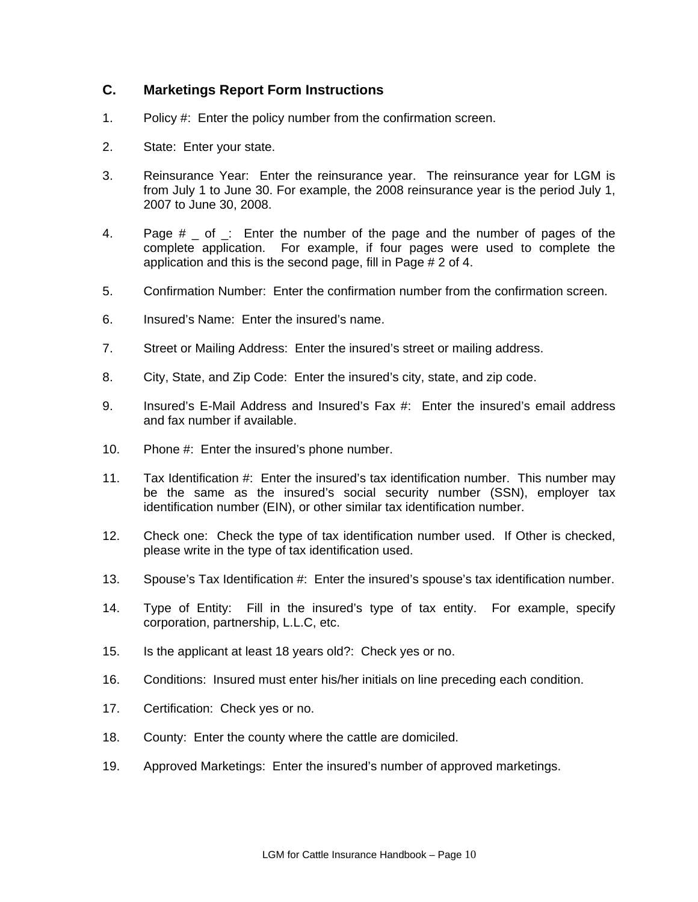## C. Marketings Report Form Instructions

1. Policy #: Enter the policy number from the confirmation screen.

2. State: Enter your state.

3. Reinsurance Year: Enter the reinsurance year. The reinsurance year for LGM is from July 1 to June 30. For example, the 2008 reinsurance year is the period July 1, 2007 to June 30, 2008.

4. Page # _ of _: Enter the number of the page and the number of pages of the complete application. For example, if four pages were used to complete the application and this is the second page, fill in Page # 2 of 4.

5. Confirmation Number: Enter the confirmation number from the confirmation screen.

6. Insured's Name: Enter the insured's name.

7. Street or Mailing Address: Enter the insured's street or mailing address.

8. City, State, and Zip Code: Enter the insured's city, state, and zip code.

9. Insured's E-Mail Address and Insured's Fax #: Enter the insured's email address and fax number if available.

10. Phone #: Enter the insured's phone number.

11. Tax Identification #: Enter the insured's tax identification number. This number may be the same as the insured's social security number (SSN), employer tax identification number (EIN), or other similar tax identification number.

12. Check one: Check the type of tax identification number used. If Other is checked, please write in the type of tax identification used.

13. Spouse's Tax Identification #: Enter the insured's spouse's tax identification number.

14. Type of Entity: Fill in the insured's type of tax entity. For example, specify corporation, partnership, L.L.C, etc.

15. Is the applicant at least 18 years old?: Check yes or no.

16. Conditions: Insured must enter his/her initials on line preceding each condition.

17. Certification: Check yes or no.

18. County: Enter the county where the cattle are domiciled.

19. Approved Marketings: Enter the insured's number of approved marketings.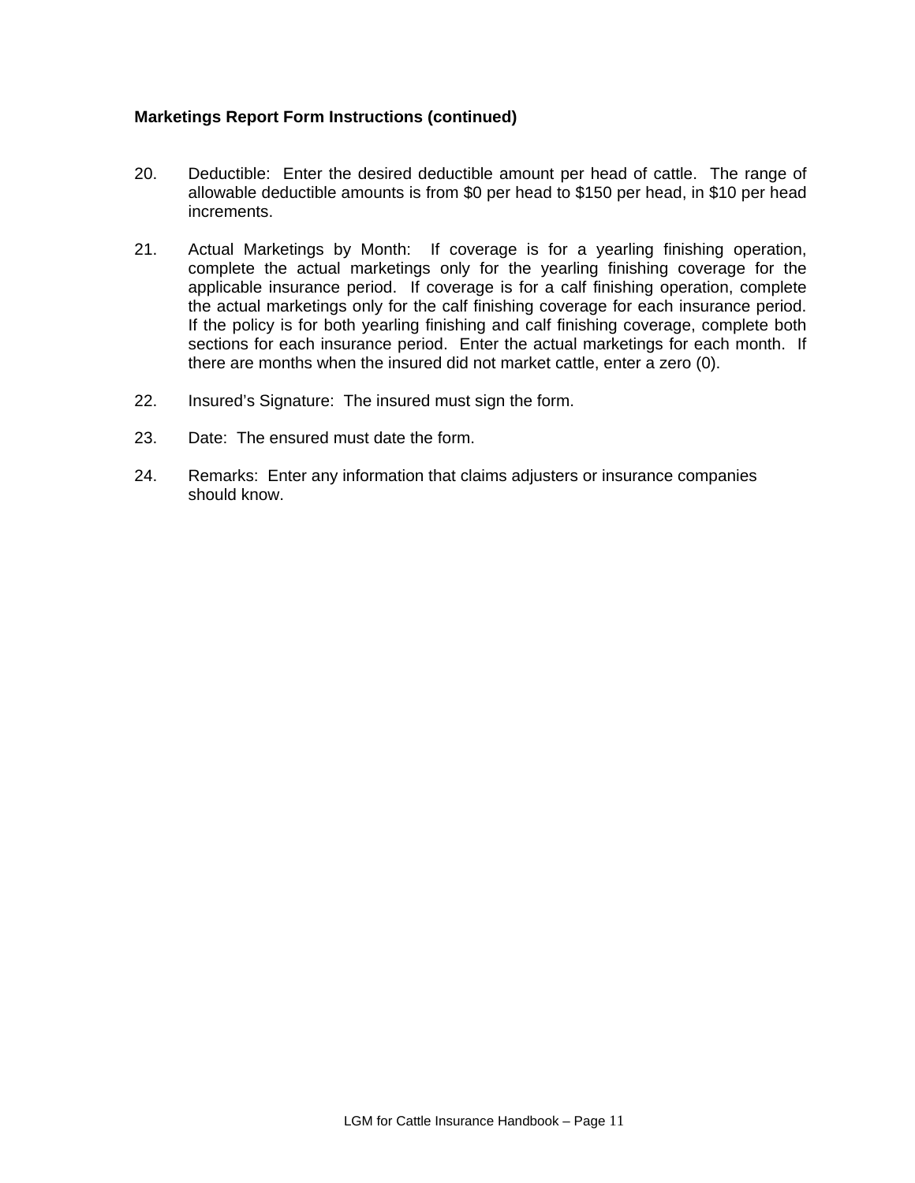**Marketings Report Form Instructions (continued)**

20. Deductible: Enter the desired deductible amount per head of cattle. The range of allowable deductible amounts is from $0 per head to $150 per head, in $10 per head increments.

21. Actual Marketings by Month: If coverage is for a yearling finishing operation, complete the actual marketings only for the yearling finishing coverage for the applicable insurance period. If coverage is for a calf finishing operation, complete the actual marketings only for the calf finishing coverage for each insurance period. If the policy is for both yearling finishing and calf finishing coverage, complete both sections for each insurance period. Enter the actual marketings for each month. If there are months when the insured did not market cattle, enter a zero (0).

22. Insured's Signature: The insured must sign the form.

23. Date: The ensured must date the form.

24. Remarks: Enter any information that claims adjusters or insurance companies should know.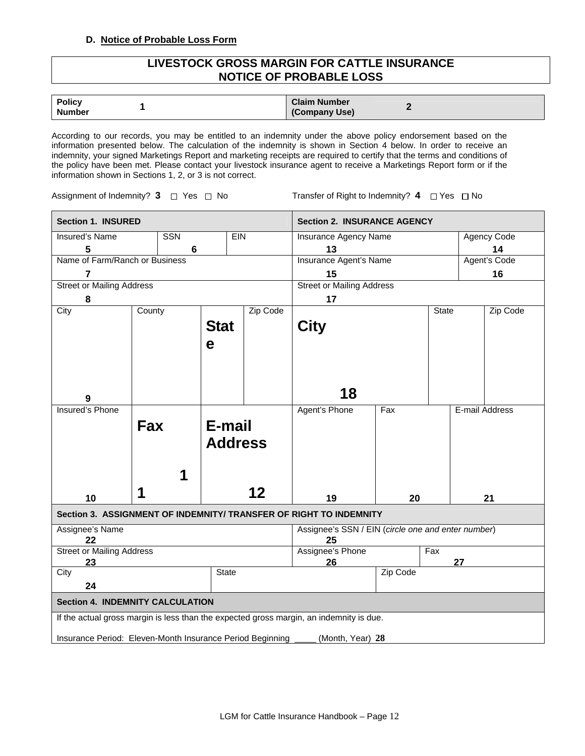### D. Notice of Probable Loss Form

## LIVESTOCK GROSS MARGIN FOR CATTLE INSURANCE NOTICE OF PROBABLE LOSS

| Policy Number | 1 | Claim Number (Company Use) | 2 |
|---|---|---|---|

According to our records, you may be entitled to an indemnity under the above policy endorsement based on the information presented below. The calculation of the indemnity is shown in Section 4 below. In order to receive an indemnity, your signed Marketings Report and marketing receipts are required to certify that the terms and conditions of the policy have been met. Please contact your livestock insurance agent to receive a Marketings Report form or if the information shown in Sections 1, 2, or 3 is not correct.

Assignment of Indemnity? **3** ☐ Yes ☐ No Transfer of Right to Indemnity? **4** ☐ Yes ☐ No

| **Section 1. INSURED** | | | | **Section 2. INSURANCE AGENCY** | | | |
|---|---|---|---|---|---|---|---|
| Insured's Name **5** | SSN **6** | EIN | | Insurance Agency Name **13** | | | Agency Code **14** |
| Name of Farm/Ranch or Business **7** | | | | Insurance Agent's Name **15** | | | Agent's Code **16** |
| Street or Mailing Address **8** | | | | Street or Mailing Address **17** | | | |
| City **9** | County | State | Zip Code | City **18** | | State | Zip Code |
| Insured's Phone **10** | Fax **11** | E-mail Address **12** | | Agent's Phone **19** | Fax **20** | E-mail Address **21** | |

| **Section 3. ASSIGNMENT OF INDEMNITY/ TRANSFER OF RIGHT TO INDEMNITY** | | | |
|---|---|---|---|
| Assignee's Name **22** | | Assignee's SSN / EIN (*circle one and enter number*) **25** | |
| Street or Mailing Address **23** | | Assignee's Phone **26** | Fax **27** |
| City **24** | State | | Zip Code |

| **Section 4. INDEMNITY CALCULATION** |
|---|
| If the actual gross margin is less than the expected gross margin, an indemnity is due. |
| Insurance Period: Eleven-Month Insurance Period Beginning ____ (Month, Year) **28** |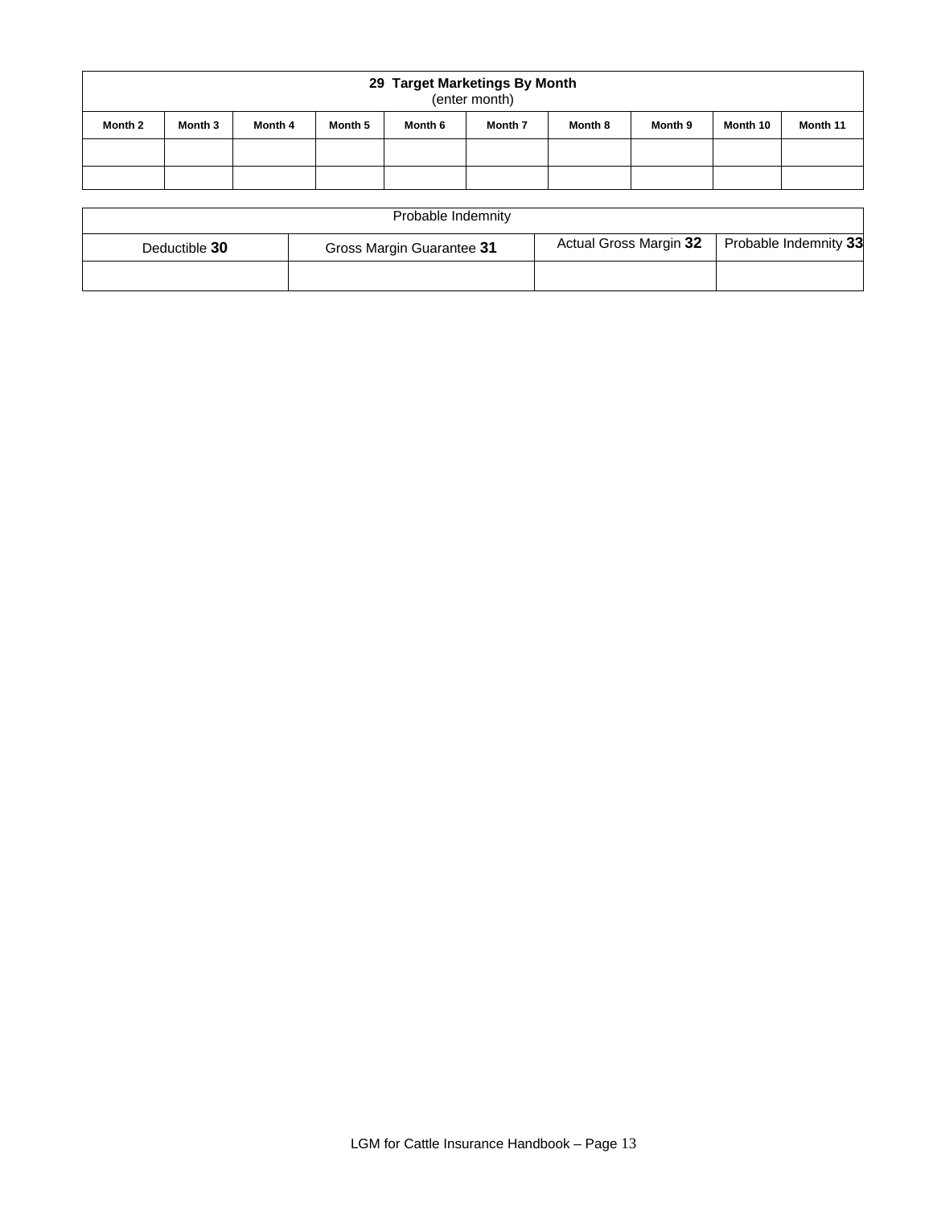| **29 Target Marketings By Month** (enter month) | | | | | | | | | |
|---|---|---|---|---|---|---|---|---|---|
| **Month 2** | **Month 3** | **Month 4** | **Month 5** | **Month 6** | **Month 7** | **Month 8** | **Month 9** | **Month 10** | **Month 11** |
| | | | | | | | | | |
| | | | | | | | | | |

| Probable Indemnity | | | |
|---|---|---|---|
| Deductible **30** | Gross Margin Guarantee **31** | Actual Gross Margin **32** | Probable Indemnity **33** |
| | | | |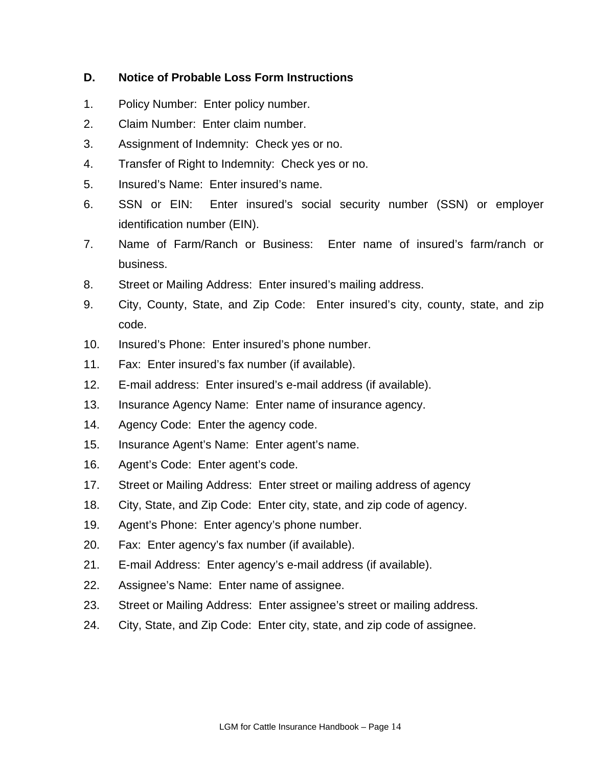### D. Notice of Probable Loss Form Instructions

1. Policy Number: Enter policy number.
2. Claim Number: Enter claim number.
3. Assignment of Indemnity: Check yes or no.
4. Transfer of Right to Indemnity: Check yes or no.
5. Insured's Name: Enter insured's name.
6. SSN or EIN: Enter insured's social security number (SSN) or employer identification number (EIN).
7. Name of Farm/Ranch or Business: Enter name of insured's farm/ranch or business.
8. Street or Mailing Address: Enter insured's mailing address.
9. City, County, State, and Zip Code: Enter insured's city, county, state, and zip code.
10. Insured's Phone: Enter insured's phone number.
11. Fax: Enter insured's fax number (if available).
12. E-mail address: Enter insured's e-mail address (if available).
13. Insurance Agency Name: Enter name of insurance agency.
14. Agency Code: Enter the agency code.
15. Insurance Agent's Name: Enter agent's name.
16. Agent's Code: Enter agent's code.
17. Street or Mailing Address: Enter street or mailing address of agency
18. City, State, and Zip Code: Enter city, state, and zip code of agency.
19. Agent's Phone: Enter agency's phone number.
20. Fax: Enter agency's fax number (if available).
21. E-mail Address: Enter agency's e-mail address (if available).
22. Assignee's Name: Enter name of assignee.
23. Street or Mailing Address: Enter assignee's street or mailing address.
24. City, State, and Zip Code: Enter city, state, and zip code of assignee.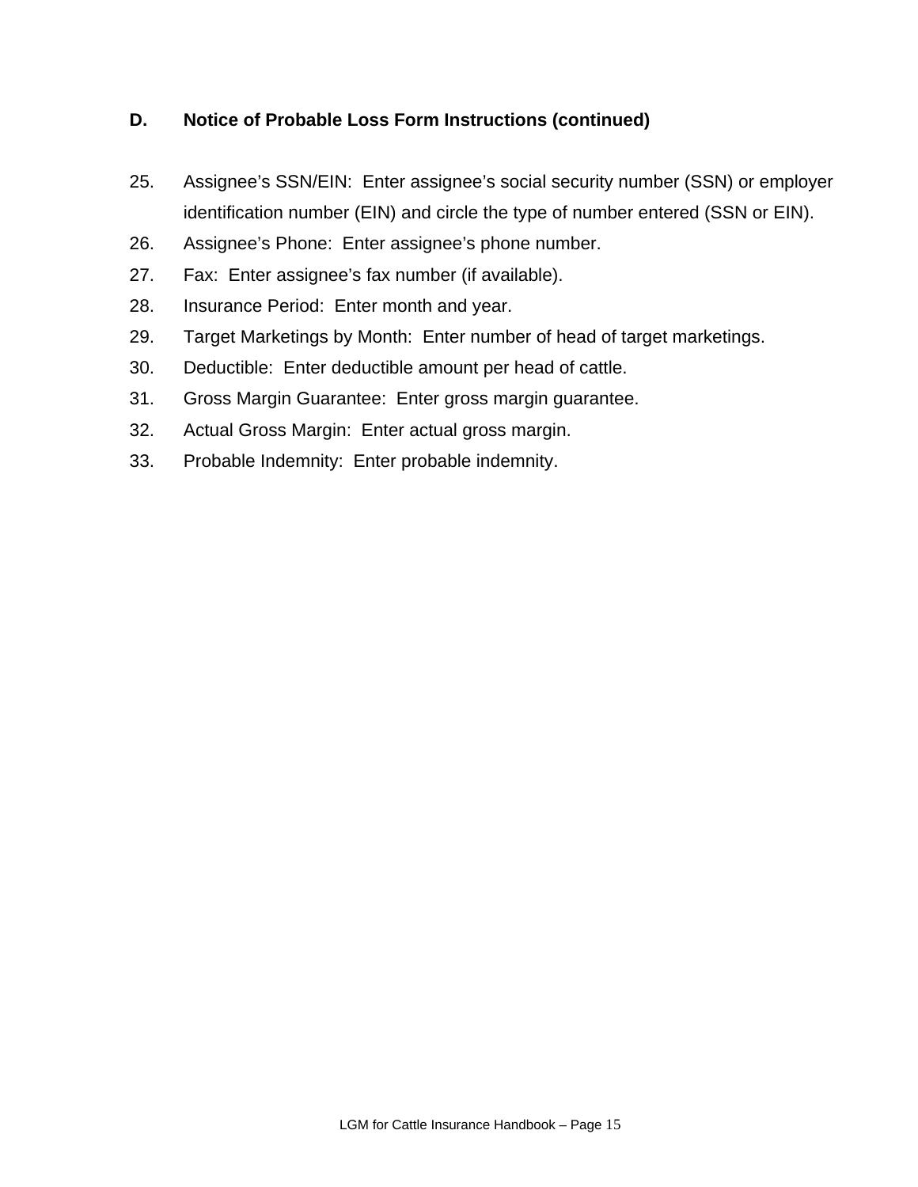## D. Notice of Probable Loss Form Instructions (continued)

25. Assignee's SSN/EIN: Enter assignee's social security number (SSN) or employer identification number (EIN) and circle the type of number entered (SSN or EIN).
26. Assignee's Phone: Enter assignee's phone number.
27. Fax: Enter assignee's fax number (if available).
28. Insurance Period: Enter month and year.
29. Target Marketings by Month: Enter number of head of target marketings.
30. Deductible: Enter deductible amount per head of cattle.
31. Gross Margin Guarantee: Enter gross margin guarantee.
32. Actual Gross Margin: Enter actual gross margin.
33. Probable Indemnity: Enter probable indemnity.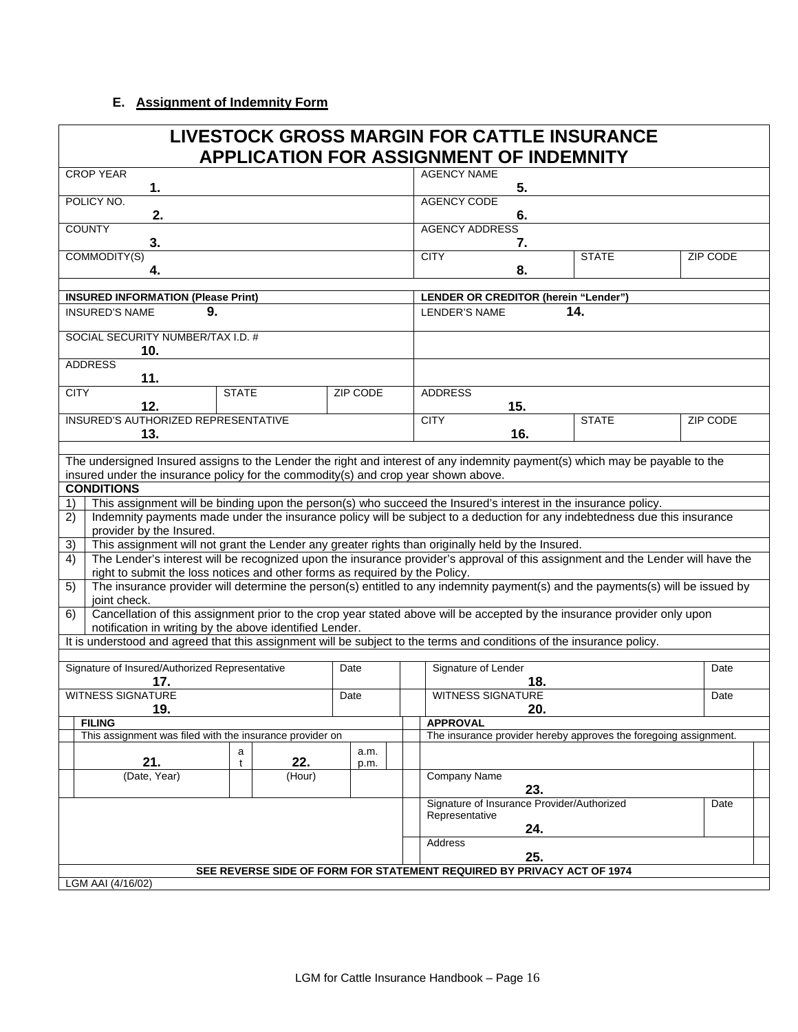### E. Assignment of Indemnity Form

## LIVESTOCK GROSS MARGIN FOR CATTLE INSURANCE APPLICATION FOR ASSIGNMENT OF INDEMNITY

| | | | | | |
|---|---|---|---|---|---|
| CROP YEAR 1. | | | AGENCY NAME 5. | | |
| POLICY NO. 2. | | | AGENCY CODE 6. | | |
| COUNTY 3. | | | AGENCY ADDRESS 7. | | |
| COMMODITY(S) 4. | | | CITY 8. | STATE | ZIP CODE |

| | | | | | |
|---|---|---|---|---|---|
| **INSURED INFORMATION (Please Print)** | | | **LENDER OR CREDITOR (herein "Lender")** | | |
| INSURED'S NAME 9. | | | LENDER'S NAME 14. | | |
| SOCIAL SECURITY NUMBER/TAX I.D. # 10. | | | | | |
| ADDRESS 11. | | | | | |
| CITY 12. | STATE | ZIP CODE | ADDRESS 15. | | |
| INSURED'S AUTHORIZED REPRESENTATIVE 13. | | | CITY 16. | STATE | ZIP CODE |

The undersigned Insured assigns to the Lender the right and interest of any indemnity payment(s) which may be payable to the insured under the insurance policy for the commodity(s) and crop year shown above.

**CONDITIONS**

1) This assignment will be binding upon the person(s) who succeed the Insured's interest in the insurance policy.
2) Indemnity payments made under the insurance policy will be subject to a deduction for any indebtedness due this insurance provider by the Insured.
3) This assignment will not grant the Lender any greater rights than originally held by the Insured.
4) The Lender's interest will be recognized upon the insurance provider's approval of this assignment and the Lender will have the right to submit the loss notices and other forms as required by the Policy.
5) The insurance provider will determine the person(s) entitled to any indemnity payment(s) and the payments(s) will be issued by joint check.
6) Cancellation of this assignment prior to the crop year stated above will be accepted by the insurance provider only upon notification in writing by the above identified Lender.

It is understood and agreed that this assignment will be subject to the terms and conditions of the insurance policy.

| | | | |
|---|---|---|---|
| Signature of Insured/Authorized Representative 17. | Date | Signature of Lender 18. | Date |
| WITNESS SIGNATURE 19. | Date | WITNESS SIGNATURE 20. | Date |

| | |
|---|---|
| **FILING** | **APPROVAL** |
| This assignment was filed with the insurance provider on | The insurance provider hereby approves the foregoing assignment. |
| 21. (Date, Year) at 22. (Hour) a.m. p.m. | |
| | Company Name 23. |
| | Signature of Insurance Provider/Authorized Representative 24. Date |
| | Address 25. |

**SEE REVERSE SIDE OF FORM FOR STATEMENT REQUIRED BY PRIVACY ACT OF 1974**

LGM AAI (4/16/02)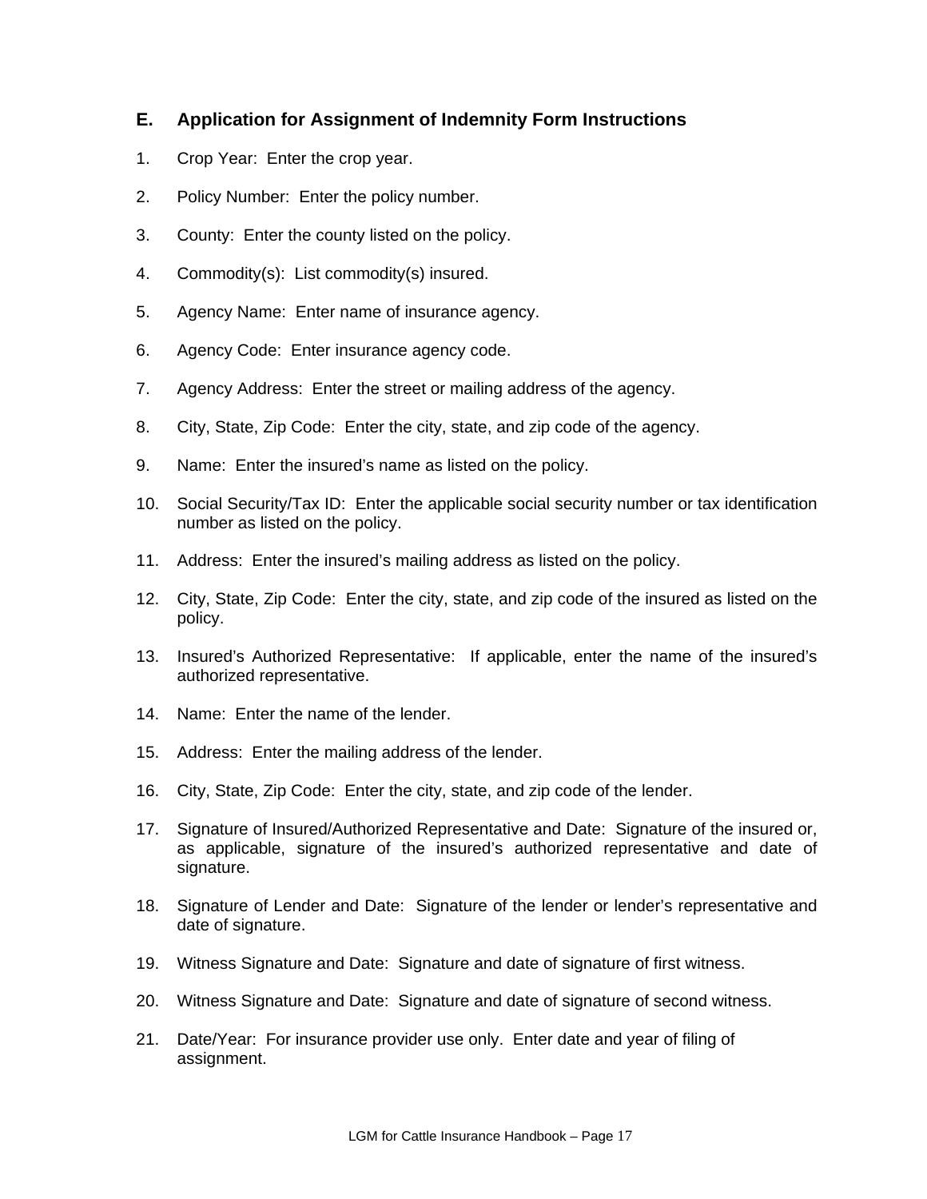## E. Application for Assignment of Indemnity Form Instructions

1. Crop Year: Enter the crop year.
2. Policy Number: Enter the policy number.
3. County: Enter the county listed on the policy.
4. Commodity(s): List commodity(s) insured.
5. Agency Name: Enter name of insurance agency.
6. Agency Code: Enter insurance agency code.
7. Agency Address: Enter the street or mailing address of the agency.
8. City, State, Zip Code: Enter the city, state, and zip code of the agency.
9. Name: Enter the insured's name as listed on the policy.
10. Social Security/Tax ID: Enter the applicable social security number or tax identification number as listed on the policy.
11. Address: Enter the insured's mailing address as listed on the policy.
12. City, State, Zip Code: Enter the city, state, and zip code of the insured as listed on the policy.
13. Insured's Authorized Representative: If applicable, enter the name of the insured's authorized representative.
14. Name: Enter the name of the lender.
15. Address: Enter the mailing address of the lender.
16. City, State, Zip Code: Enter the city, state, and zip code of the lender.
17. Signature of Insured/Authorized Representative and Date: Signature of the insured or, as applicable, signature of the insured's authorized representative and date of signature.
18. Signature of Lender and Date: Signature of the lender or lender's representative and date of signature.
19. Witness Signature and Date: Signature and date of signature of first witness.
20. Witness Signature and Date: Signature and date of signature of second witness.
21. Date/Year: For insurance provider use only. Enter date and year of filing of assignment.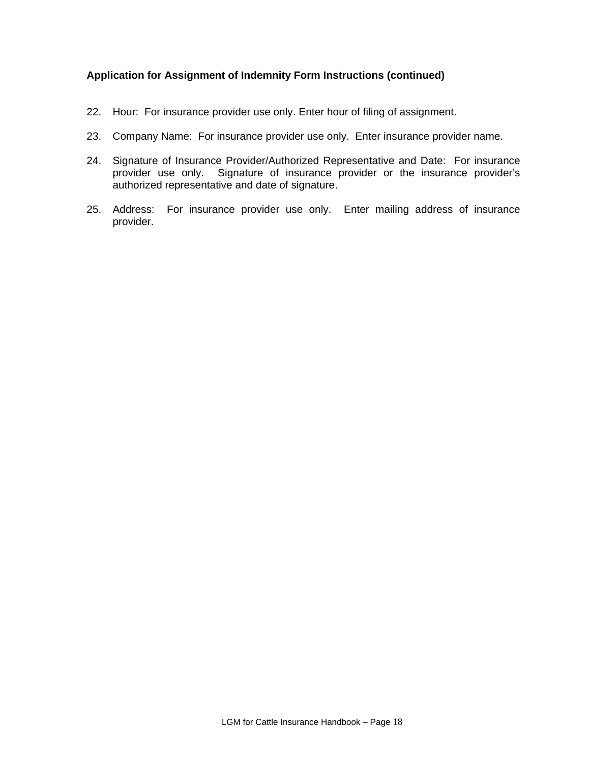**Application for Assignment of Indemnity Form Instructions (continued)**

22. Hour: For insurance provider use only. Enter hour of filing of assignment.

23. Company Name: For insurance provider use only. Enter insurance provider name.

24. Signature of Insurance Provider/Authorized Representative and Date: For insurance provider use only. Signature of insurance provider or the insurance provider's authorized representative and date of signature.

25. Address: For insurance provider use only. Enter mailing address of insurance provider.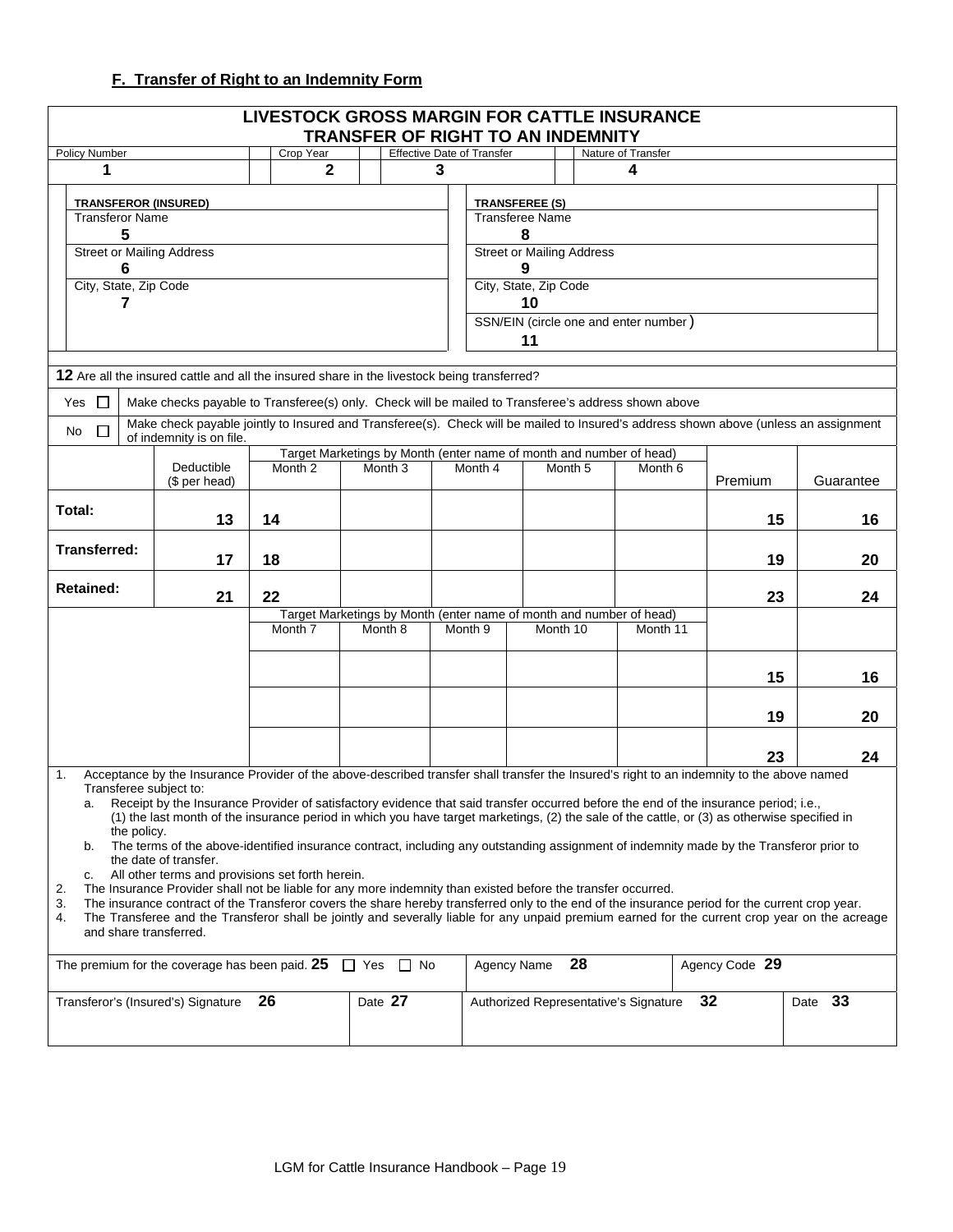### F. Transfer of Right to an Indemnity Form

## LIVESTOCK GROSS MARGIN FOR CATTLE INSURANCE
## TRANSFER OF RIGHT TO AN INDEMNITY

| Policy Number | Crop Year | Effective Date of Transfer | Nature of Transfer |
|---|---|---|---|
| 1 | 2 | 3 | 4 |

| TRANSFEROR (INSURED) | TRANSFEREE (S) |
|---|---|
| Transferor Name<br>5 | Transferee Name<br>8 |
| Street or Mailing Address<br>6 | Street or Mailing Address<br>9 |
| City, State, Zip Code<br>7 | City, State, Zip Code<br>10 |
| | SSN/EIN (circle one and enter number)<br>11 |

**12** Are all the insured cattle and all the insured share in the livestock being transferred?

| | |
|---|---|
| Yes ☐ | Make checks payable to Transferee(s) only. Check will be mailed to Transferee's address shown above |
| No ☐ | Make check payable jointly to Insured and Transferee(s). Check will be mailed to Insured's address shown above (unless an assignment of indemnity is on file. |

| | Deductible ($ per head) | Target Marketings by Month (enter name of month and number of head) Month 2 | Month 3 | Month 4 | Month 5 | Month 6 | Premium | Guarantee |
|---|---|---|---|---|---|---|---|---|
| **Total:** | 13 | 14 | | | | | 15 | 16 |
| **Transferred:** | 17 | 18 | | | | | 19 | 20 |
| **Retained:** | 21 | 22 | | | | | 23 | 24 |

| | Target Marketings by Month (enter name of month and number of head) Month 7 | Month 8 | Month 9 | Month 10 | Month 11 | | |
|---|---|---|---|---|---|---|---|
| | | | | | | 15 | 16 |
| | | | | | | 19 | 20 |
| | | | | | | 23 | 24 |

1. Acceptance by the Insurance Provider of the above-described transfer shall transfer the Insured's right to an indemnity to the above named Transferee subject to:
   a. Receipt by the Insurance Provider of satisfactory evidence that said transfer occurred before the end of the insurance period; i.e., (1) the last month of the insurance period in which you have target marketings, (2) the sale of the cattle, or (3) as otherwise specified in the policy.
   b. The terms of the above-identified insurance contract, including any outstanding assignment of indemnity made by the Transferor prior to the date of transfer.
   c. All other terms and provisions set forth herein.
2. The Insurance Provider shall not be liable for any more indemnity than existed before the transfer occurred.
3. The insurance contract of the Transferor covers the share hereby transferred only to the end of the insurance period for the current crop year.
4. The Transferee and the Transferor shall be jointly and severally liable for any unpaid premium earned for the current crop year on the acreage and share transferred.

| The premium for the coverage has been paid. 25 ☐ Yes ☐ No | | Agency Name 28 | Agency Code 29 |
|---|---|---|---|
| Transferor's (Insured's) Signature 26 | Date 27 | Authorized Representative's Signature 32 | Date 33 |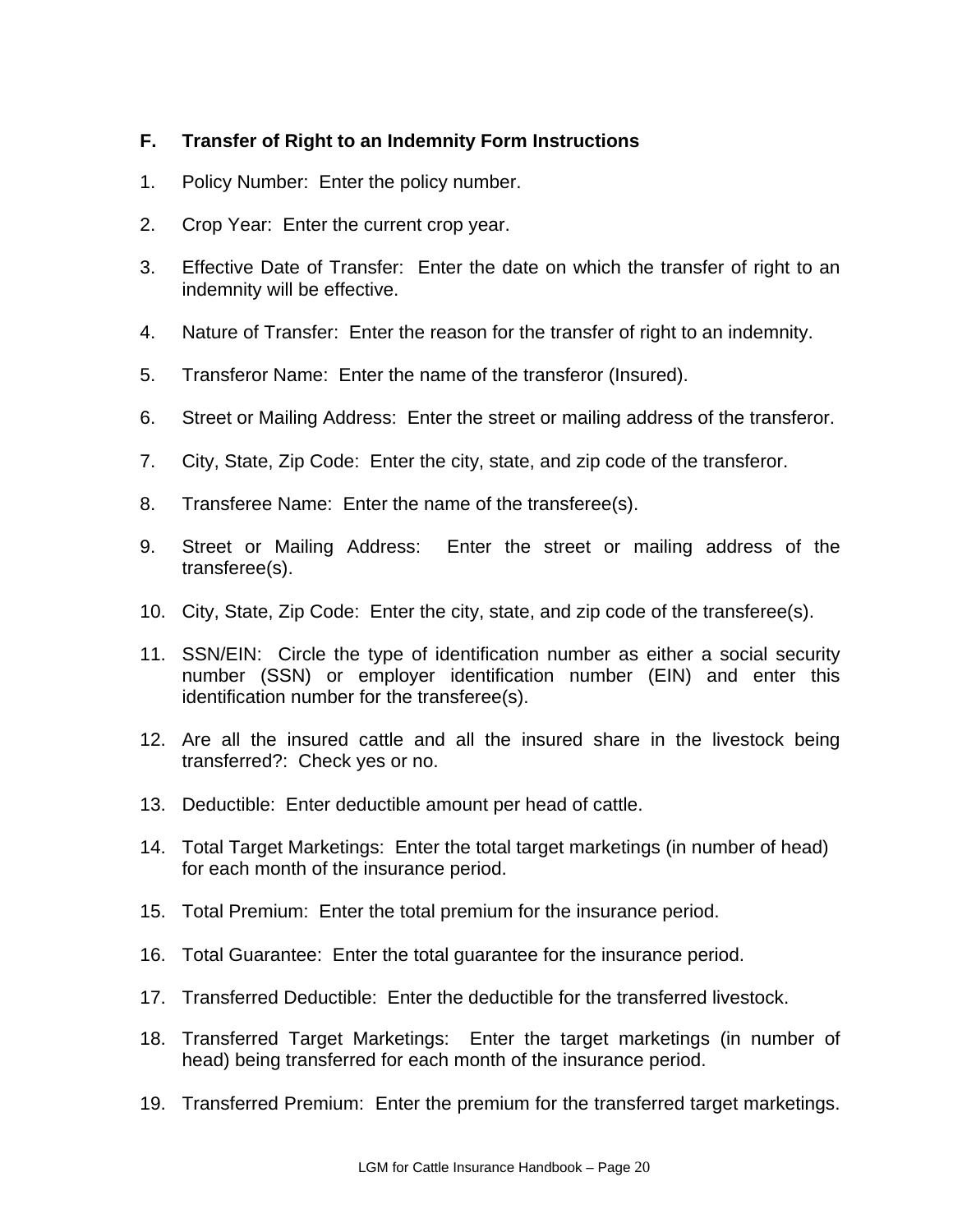### F. Transfer of Right to an Indemnity Form Instructions

1. Policy Number: Enter the policy number.

2. Crop Year: Enter the current crop year.

3. Effective Date of Transfer: Enter the date on which the transfer of right to an indemnity will be effective.

4. Nature of Transfer: Enter the reason for the transfer of right to an indemnity.

5. Transferor Name: Enter the name of the transferor (Insured).

6. Street or Mailing Address: Enter the street or mailing address of the transferor.

7. City, State, Zip Code: Enter the city, state, and zip code of the transferor.

8. Transferee Name: Enter the name of the transferee(s).

9. Street or Mailing Address: Enter the street or mailing address of the transferee(s).

10. City, State, Zip Code: Enter the city, state, and zip code of the transferee(s).

11. SSN/EIN: Circle the type of identification number as either a social security number (SSN) or employer identification number (EIN) and enter this identification number for the transferee(s).

12. Are all the insured cattle and all the insured share in the livestock being transferred?: Check yes or no.

13. Deductible: Enter deductible amount per head of cattle.

14. Total Target Marketings: Enter the total target marketings (in number of head) for each month of the insurance period.

15. Total Premium: Enter the total premium for the insurance period.

16. Total Guarantee: Enter the total guarantee for the insurance period.

17. Transferred Deductible: Enter the deductible for the transferred livestock.

18. Transferred Target Marketings: Enter the target marketings (in number of head) being transferred for each month of the insurance period.

19. Transferred Premium: Enter the premium for the transferred target marketings.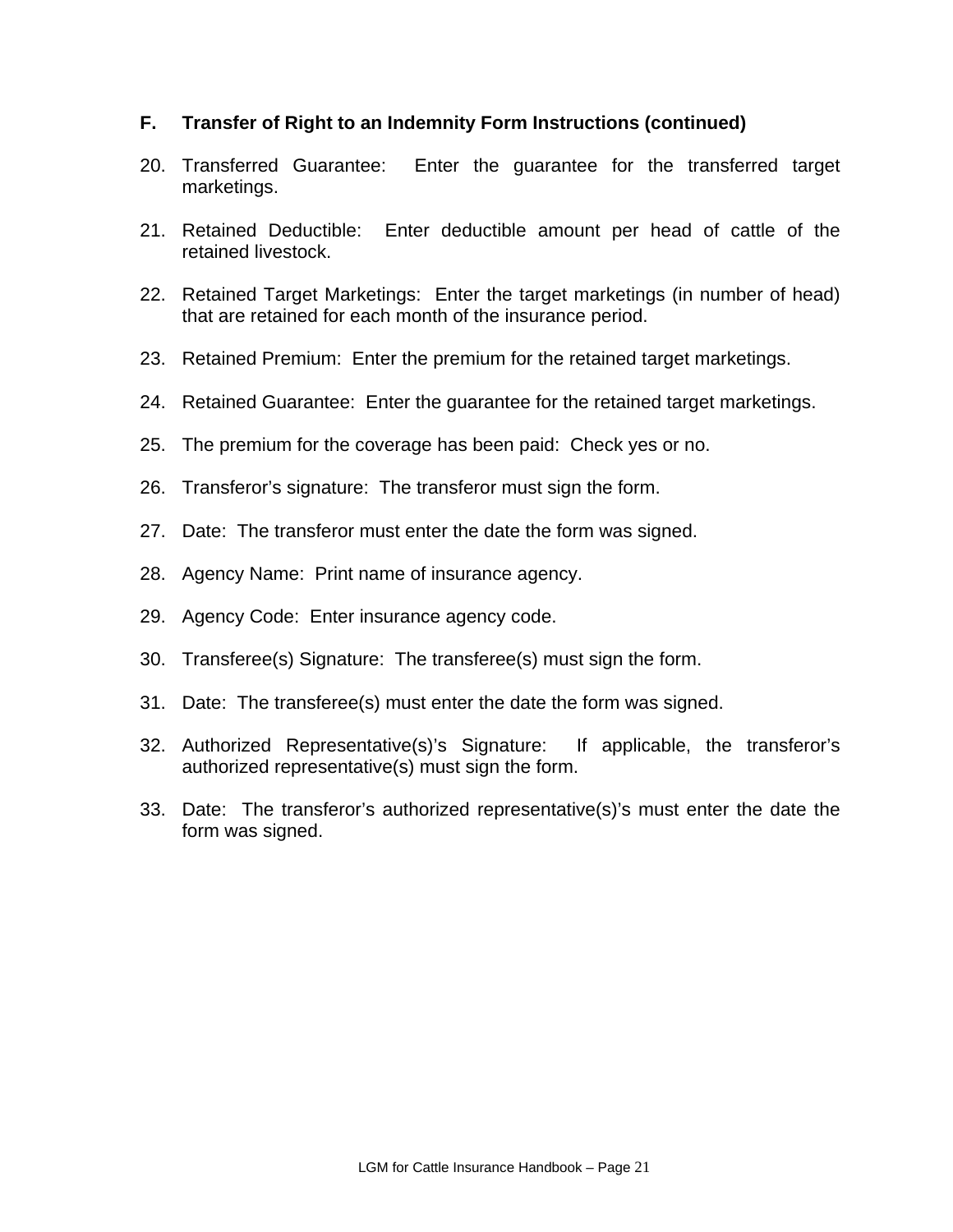### F. Transfer of Right to an Indemnity Form Instructions (continued)

20. Transferred Guarantee: Enter the guarantee for the transferred target marketings.

21. Retained Deductible: Enter deductible amount per head of cattle of the retained livestock.

22. Retained Target Marketings: Enter the target marketings (in number of head) that are retained for each month of the insurance period.

23. Retained Premium: Enter the premium for the retained target marketings.

24. Retained Guarantee: Enter the guarantee for the retained target marketings.

25. The premium for the coverage has been paid: Check yes or no.

26. Transferor's signature: The transferor must sign the form.

27. Date: The transferor must enter the date the form was signed.

28. Agency Name: Print name of insurance agency.

29. Agency Code: Enter insurance agency code.

30. Transferee(s) Signature: The transferee(s) must sign the form.

31. Date: The transferee(s) must enter the date the form was signed.

32. Authorized Representative(s)'s Signature: If applicable, the transferor's authorized representative(s) must sign the form.

33. Date: The transferor's authorized representative(s)'s must enter the date the form was signed.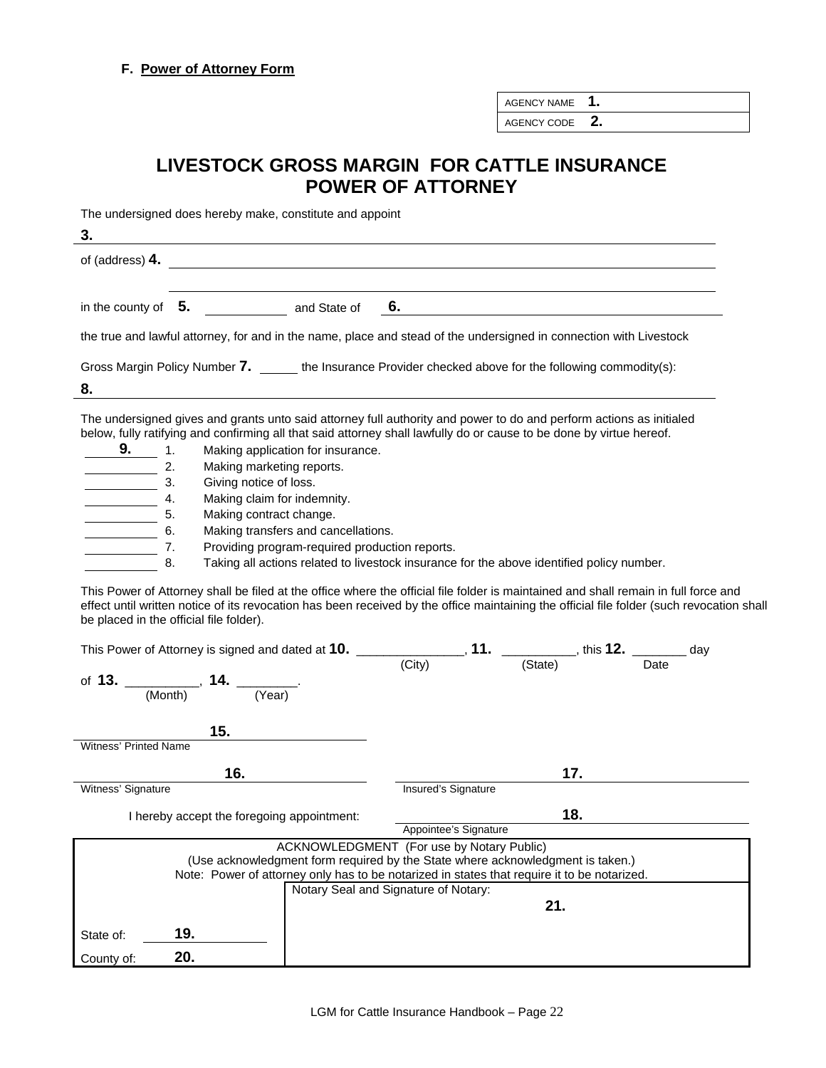**F. Power of Attorney Form**

| AGENCY NAME **1.** |
|---|
| AGENCY CODE **2.** |

# LIVESTOCK GROSS MARGIN FOR CATTLE INSURANCE POWER OF ATTORNEY

The undersigned does hereby make, constitute and appoint

**3.** ______________________________________________

of (address) **4.** ______________________________________________

______________________________________________

in the county of **5.** ____________ and State of **6.** ______________________

the true and lawful attorney, for and in the name, place and stead of the undersigned in connection with Livestock Gross Margin Policy Number **7.** _____ the Insurance Provider checked above for the following commodity(s):

**8.** ______________________________________________

The undersigned gives and grants unto said attorney full authority and power to do and perform actions as initialed below, fully ratifying and confirming all that said attorney shall lawfully do or cause to be done by virtue hereof.

**9.** ____ 1. Making application for insurance.
____ 2. Making marketing reports.
____ 3. Giving notice of loss.
____ 4. Making claim for indemnity.
____ 5. Making contract change.
____ 6. Making transfers and cancellations.
____ 7. Providing program-required production reports.
____ 8. Taking all actions related to livestock insurance for the above identified policy number.

This Power of Attorney shall be filed at the office where the official file folder is maintained and shall remain in full force and effect until written notice of its revocation has been received by the office maintaining the official file folder (such revocation shall be placed in the official file folder).

This Power of Attorney is signed and dated at **10.** _______________ (City), **11.** __________ (State), this **12.** _______ (Date) day of **13.** __________ (Month), **14.** ________ (Year).

**15.** ______________________
Witness' Printed Name

**16.** ______________________
Witness' Signature

**17.** ______________________
Insured's Signature

I hereby accept the foregoing appointment: **18.** ______________________
Appointee's Signature

| ACKNOWLEDGMENT (For use by Notary Public)<br>(Use acknowledgment form required by the State where acknowledgment is taken.)<br>Note: Power of attorney only has to be notarized in states that require it to be notarized. | |
|---|---|
| State of: **19.** ________<br>County of: **20.** ________ | Notary Seal and Signature of Notary:<br>**21.** |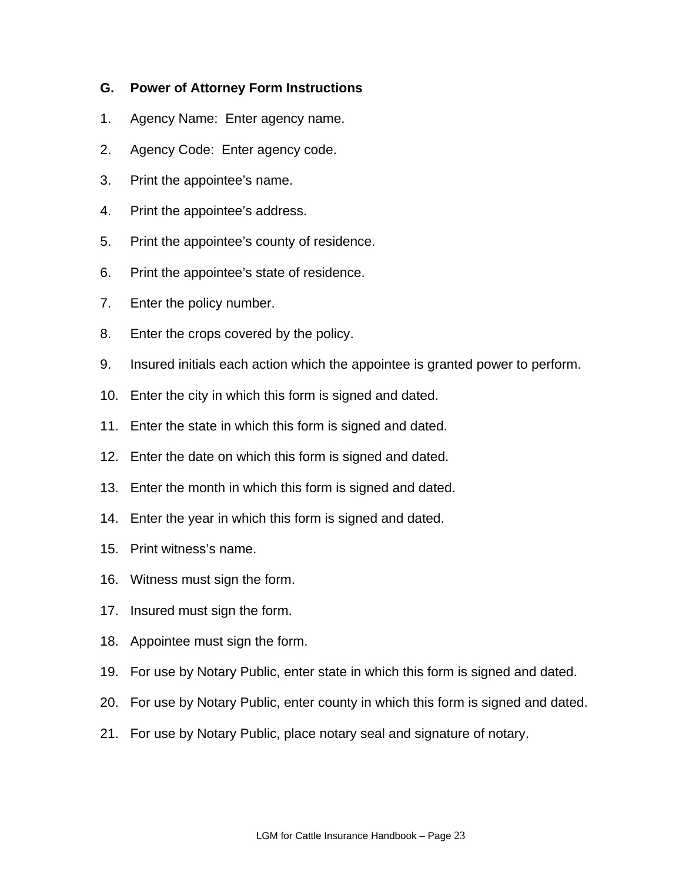### G. Power of Attorney Form Instructions

1. Agency Name: Enter agency name.
2. Agency Code: Enter agency code.
3. Print the appointee’s name.
4. Print the appointee’s address.
5. Print the appointee’s county of residence.
6. Print the appointee’s state of residence.
7. Enter the policy number.
8. Enter the crops covered by the policy.
9. Insured initials each action which the appointee is granted power to perform.
10. Enter the city in which this form is signed and dated.
11. Enter the state in which this form is signed and dated.
12. Enter the date on which this form is signed and dated.
13. Enter the month in which this form is signed and dated.
14. Enter the year in which this form is signed and dated.
15. Print witness’s name.
16. Witness must sign the form.
17. Insured must sign the form.
18. Appointee must sign the form.
19. For use by Notary Public, enter state in which this form is signed and dated.
20. For use by Notary Public, enter county in which this form is signed and dated.
21. For use by Notary Public, place notary seal and signature of notary.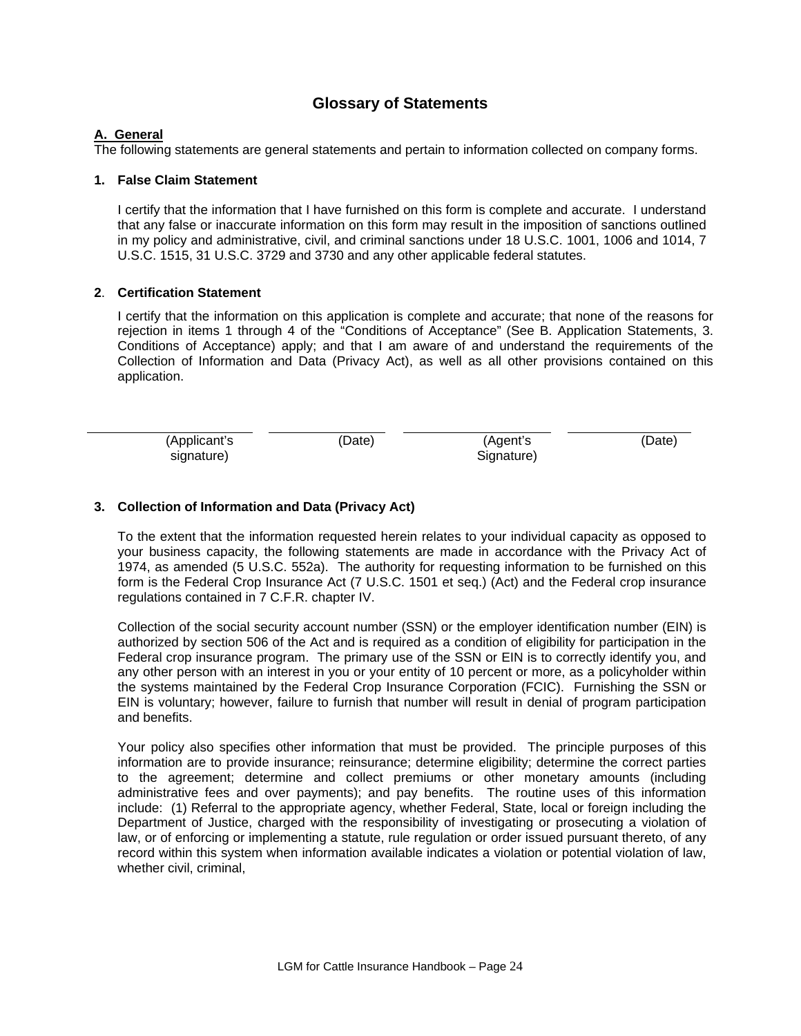# Glossary of Statements

**A. General**

The following statements are general statements and pertain to information collected on company forms.

**1. False Claim Statement**

I certify that the information that I have furnished on this form is complete and accurate. I understand that any false or inaccurate information on this form may result in the imposition of sanctions outlined in my policy and administrative, civil, and criminal sanctions under 18 U.S.C. 1001, 1006 and 1014, 7 U.S.C. 1515, 31 U.S.C. 3729 and 3730 and any other applicable federal statutes.

**2. Certification Statement**

I certify that the information on this application is complete and accurate; that none of the reasons for rejection in items 1 through 4 of the "Conditions of Acceptance" (See B. Application Statements, 3. Conditions of Acceptance) apply; and that I am aware of and understand the requirements of the Collection of Information and Data (Privacy Act), as well as all other provisions contained on this application.

| (Applicant's signature) | (Date) | (Agent's Signature) | (Date) |
|---|---|---|---|

**3. Collection of Information and Data (Privacy Act)**

To the extent that the information requested herein relates to your individual capacity as opposed to your business capacity, the following statements are made in accordance with the Privacy Act of 1974, as amended (5 U.S.C. 552a). The authority for requesting information to be furnished on this form is the Federal Crop Insurance Act (7 U.S.C. 1501 et seq.) (Act) and the Federal crop insurance regulations contained in 7 C.F.R. chapter IV.

Collection of the social security account number (SSN) or the employer identification number (EIN) is authorized by section 506 of the Act and is required as a condition of eligibility for participation in the Federal crop insurance program. The primary use of the SSN or EIN is to correctly identify you, and any other person with an interest in you or your entity of 10 percent or more, as a policyholder within the systems maintained by the Federal Crop Insurance Corporation (FCIC). Furnishing the SSN or EIN is voluntary; however, failure to furnish that number will result in denial of program participation and benefits.

Your policy also specifies other information that must be provided. The principle purposes of this information are to provide insurance; reinsurance; determine eligibility; determine the correct parties to the agreement; determine and collect premiums or other monetary amounts (including administrative fees and over payments); and pay benefits. The routine uses of this information include: (1) Referral to the appropriate agency, whether Federal, State, local or foreign including the Department of Justice, charged with the responsibility of investigating or prosecuting a violation of law, or of enforcing or implementing a statute, rule regulation or order issued pursuant thereto, of any record within this system when information available indicates a violation or potential violation of law, whether civil, criminal,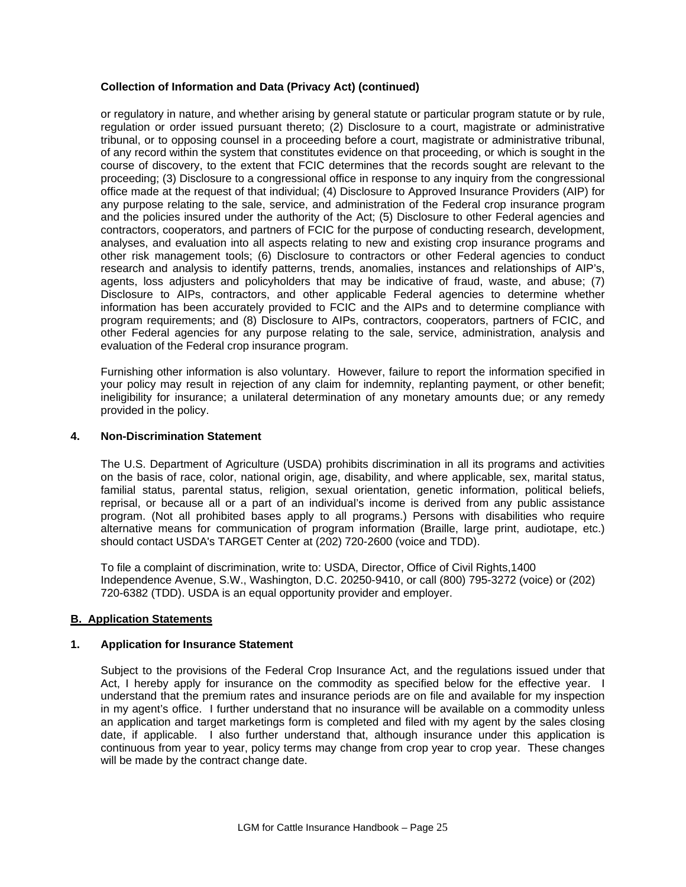**Collection of Information and Data (Privacy Act) (continued)**

or regulatory in nature, and whether arising by general statute or particular program statute or by rule, regulation or order issued pursuant thereto; (2) Disclosure to a court, magistrate or administrative tribunal, or to opposing counsel in a proceeding before a court, magistrate or administrative tribunal, of any record within the system that constitutes evidence on that proceeding, or which is sought in the course of discovery, to the extent that FCIC determines that the records sought are relevant to the proceeding; (3) Disclosure to a congressional office in response to any inquiry from the congressional office made at the request of that individual; (4) Disclosure to Approved Insurance Providers (AIP) for any purpose relating to the sale, service, and administration of the Federal crop insurance program and the policies insured under the authority of the Act; (5) Disclosure to other Federal agencies and contractors, cooperators, and partners of FCIC for the purpose of conducting research, development, analyses, and evaluation into all aspects relating to new and existing crop insurance programs and other risk management tools; (6) Disclosure to contractors or other Federal agencies to conduct research and analysis to identify patterns, trends, anomalies, instances and relationships of AIP's, agents, loss adjusters and policyholders that may be indicative of fraud, waste, and abuse; (7) Disclosure to AIPs, contractors, and other applicable Federal agencies to determine whether information has been accurately provided to FCIC and the AIPs and to determine compliance with program requirements; and (8) Disclosure to AIPs, contractors, cooperators, partners of FCIC, and other Federal agencies for any purpose relating to the sale, service, administration, analysis and evaluation of the Federal crop insurance program.

Furnishing other information is also voluntary. However, failure to report the information specified in your policy may result in rejection of any claim for indemnity, replanting payment, or other benefit; ineligibility for insurance; a unilateral determination of any monetary amounts due; or any remedy provided in the policy.

**4. Non-Discrimination Statement**

The U.S. Department of Agriculture (USDA) prohibits discrimination in all its programs and activities on the basis of race, color, national origin, age, disability, and where applicable, sex, marital status, familial status, parental status, religion, sexual orientation, genetic information, political beliefs, reprisal, or because all or a part of an individual's income is derived from any public assistance program. (Not all prohibited bases apply to all programs.) Persons with disabilities who require alternative means for communication of program information (Braille, large print, audiotape, etc.) should contact USDA's TARGET Center at (202) 720-2600 (voice and TDD).

To file a complaint of discrimination, write to: USDA, Director, Office of Civil Rights,1400 Independence Avenue, S.W., Washington, D.C. 20250-9410, or call (800) 795-3272 (voice) or (202) 720-6382 (TDD). USDA is an equal opportunity provider and employer.

## B. Application Statements

**1. Application for Insurance Statement**

Subject to the provisions of the Federal Crop Insurance Act, and the regulations issued under that Act, I hereby apply for insurance on the commodity as specified below for the effective year. I understand that the premium rates and insurance periods are on file and available for my inspection in my agent's office. I further understand that no insurance will be available on a commodity unless an application and target marketings form is completed and filed with my agent by the sales closing date, if applicable. I also further understand that, although insurance under this application is continuous from year to year, policy terms may change from crop year to crop year. These changes will be made by the contract change date.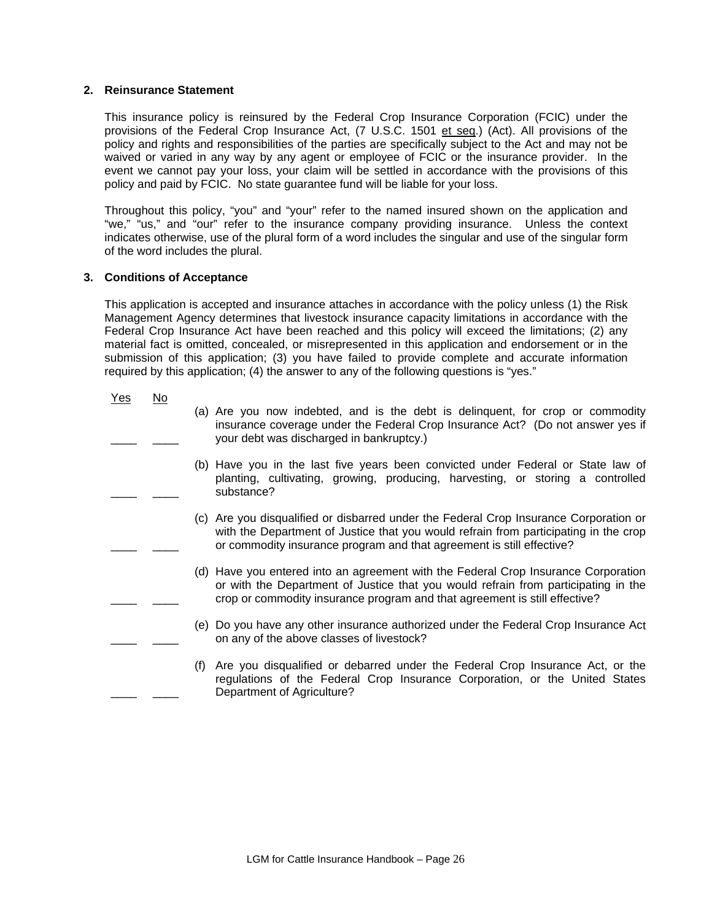**2. Reinsurance Statement**

This insurance policy is reinsured by the Federal Crop Insurance Corporation (FCIC) under the provisions of the Federal Crop Insurance Act, (7 U.S.C. 1501 et seq.) (Act). All provisions of the policy and rights and responsibilities of the parties are specifically subject to the Act and may not be waived or varied in any way by any agent or employee of FCIC or the insurance provider. In the event we cannot pay your loss, your claim will be settled in accordance with the provisions of this policy and paid by FCIC. No state guarantee fund will be liable for your loss.

Throughout this policy, "you" and "your" refer to the named insured shown on the application and "we," "us," and "our" refer to the insurance company providing insurance. Unless the context indicates otherwise, use of the plural form of a word includes the singular and use of the singular form of the word includes the plural.

**3. Conditions of Acceptance**

This application is accepted and insurance attaches in accordance with the policy unless (1) the Risk Management Agency determines that livestock insurance capacity limitations in accordance with the Federal Crop Insurance Act have been reached and this policy will exceed the limitations; (2) any material fact is omitted, concealed, or misrepresented in this application and endorsement or in the submission of this application; (3) you have failed to provide complete and accurate information required by this application; (4) the answer to any of the following questions is "yes."

| Yes | No | |
|---|---|---|
| ____ | ____ | (a) Are you now indebted, and is the debt is delinquent, for crop or commodity insurance coverage under the Federal Crop Insurance Act? (Do not answer yes if your debt was discharged in bankruptcy.) |
| ____ | ____ | (b) Have you in the last five years been convicted under Federal or State law of planting, cultivating, growing, producing, harvesting, or storing a controlled substance? |
| ____ | ____ | (c) Are you disqualified or disbarred under the Federal Crop Insurance Corporation or with the Department of Justice that you would refrain from participating in the crop or commodity insurance program and that agreement is still effective? |
| ____ | ____ | (d) Have you entered into an agreement with the Federal Crop Insurance Corporation or with the Department of Justice that you would refrain from participating in the crop or commodity insurance program and that agreement is still effective? |
| ____ | ____ | (e) Do you have any other insurance authorized under the Federal Crop Insurance Act on any of the above classes of livestock? |
| ____ | ____ | (f) Are you disqualified or debarred under the Federal Crop Insurance Act, or the regulations of the Federal Crop Insurance Corporation, or the United States Department of Agriculture? |